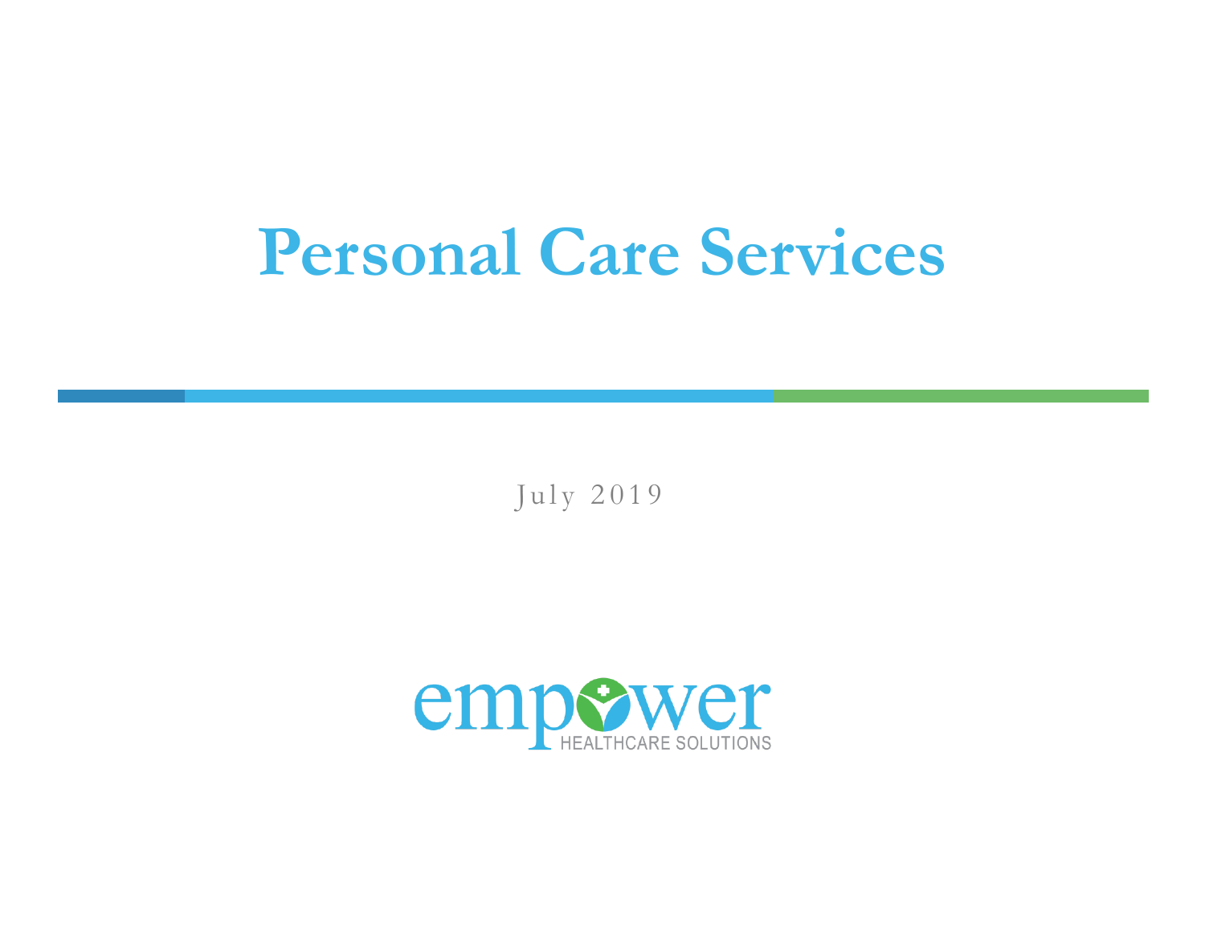# Personal Care Services

July 2019

empower
HEALTHCARE SOLUTIONS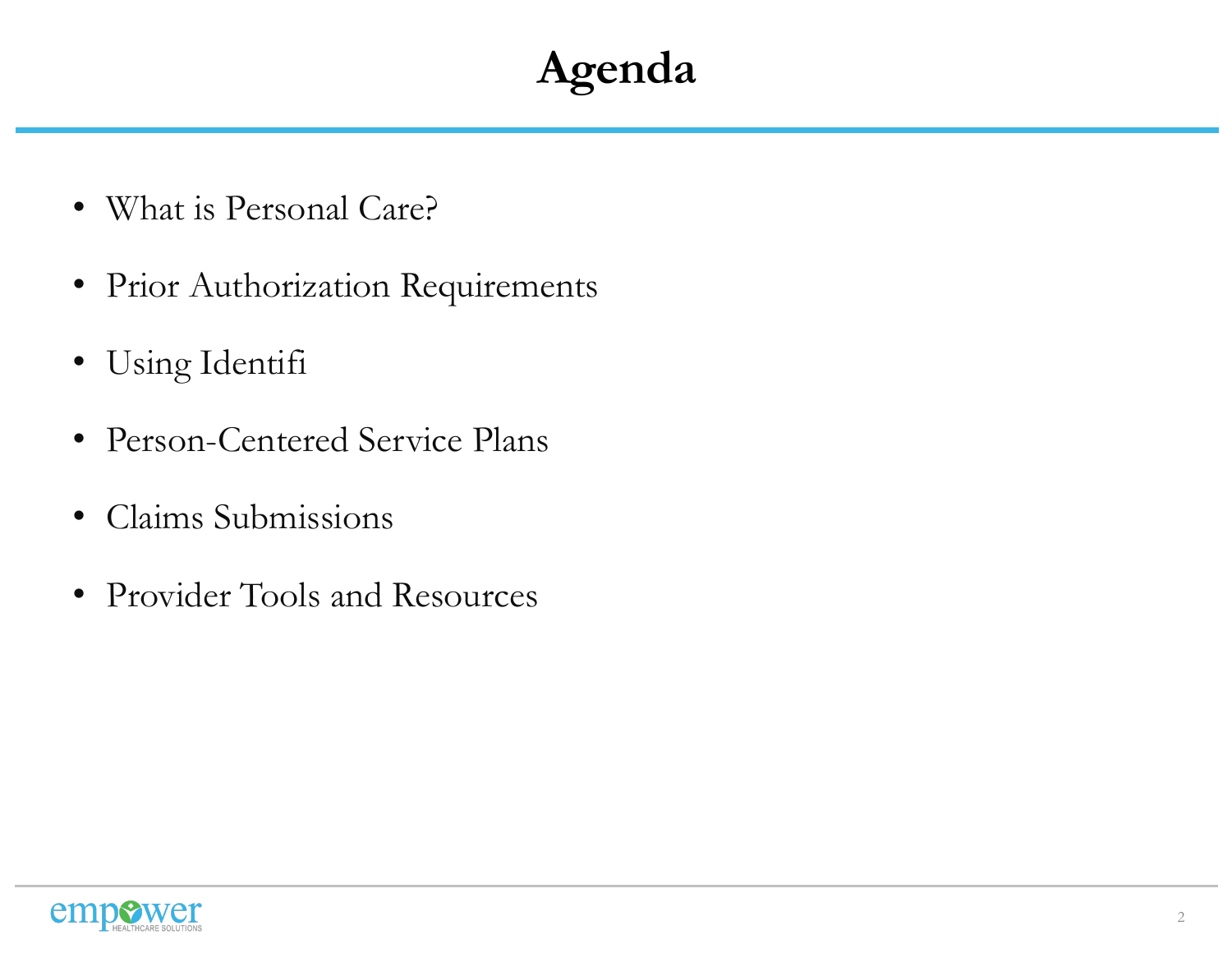# Agenda

- What is Personal Care?
- Prior Authorization Requirements
- Using Identifi
- Person-Centered Service Plans
- Claims Submissions
- Provider Tools and Resources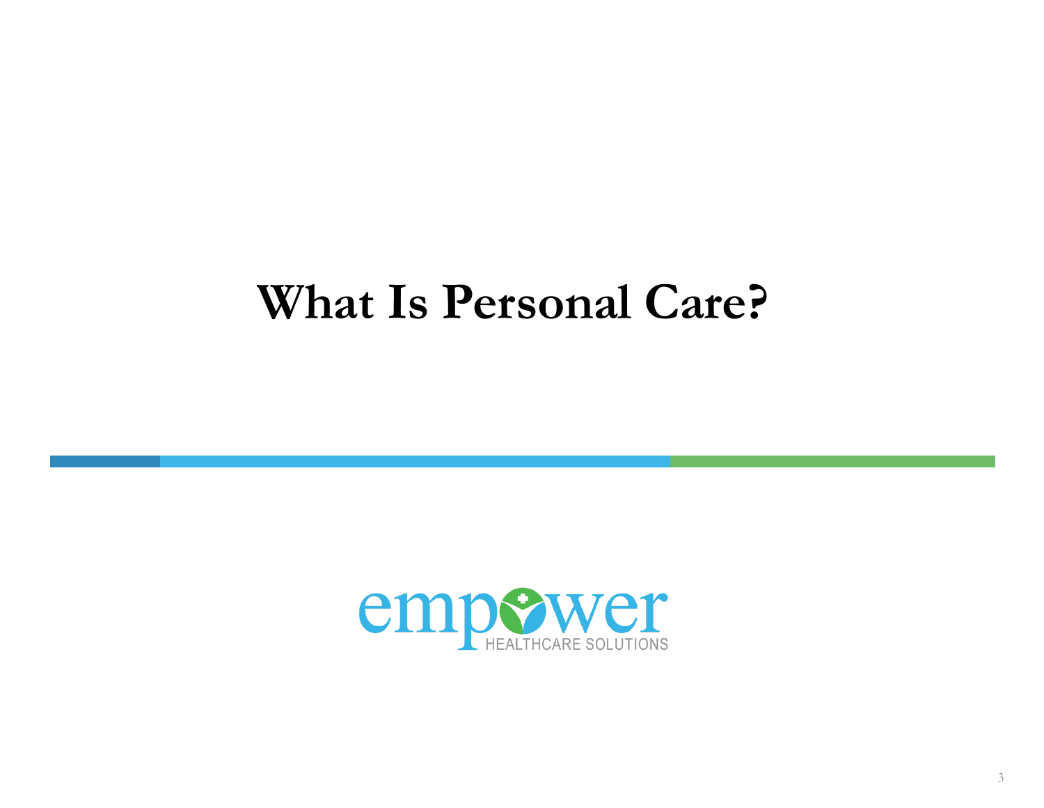# What Is Personal Care?

empower
HEALTHCARE SOLUTIONS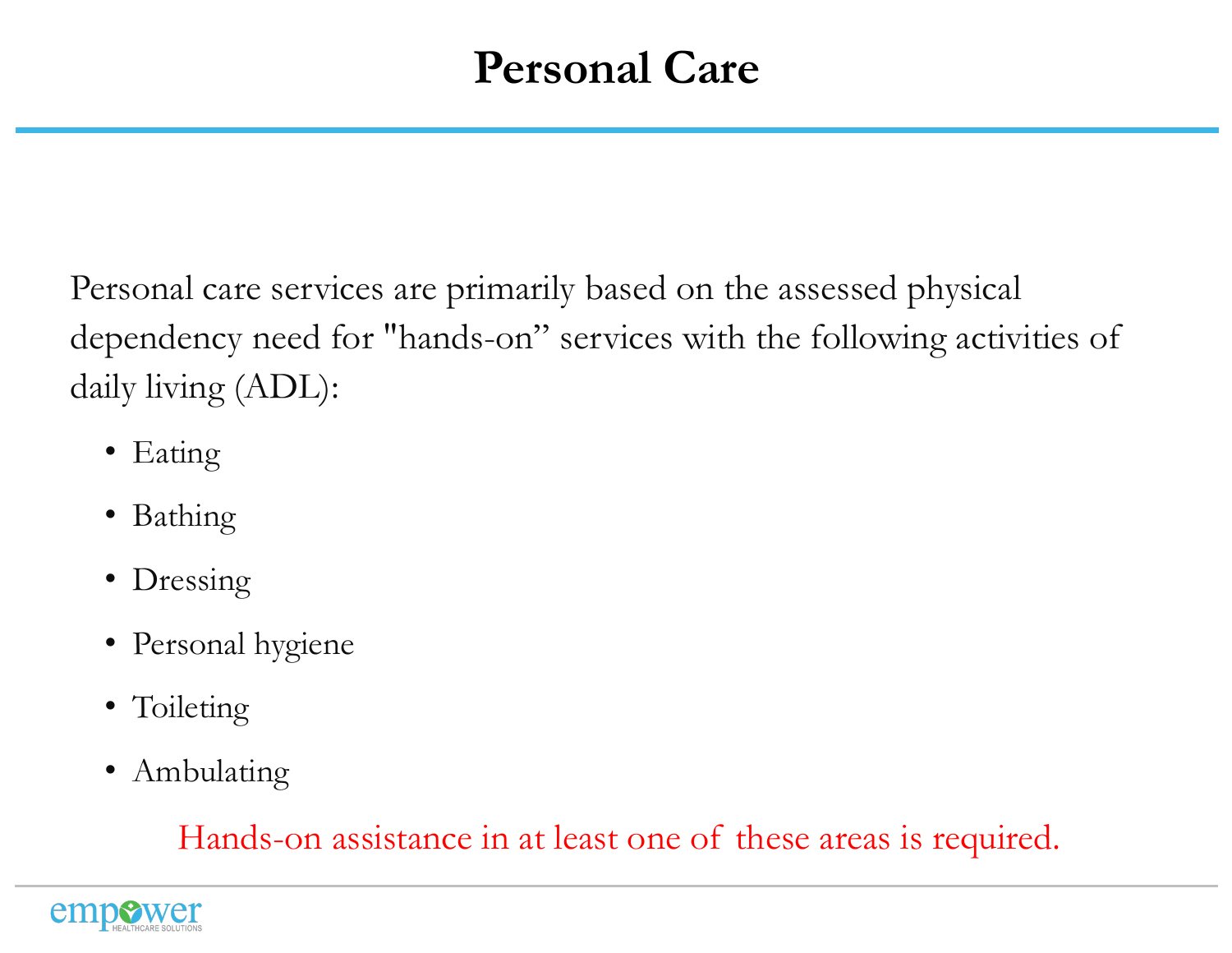# Personal Care

Personal care services are primarily based on the assessed physical dependency need for "hands-on" services with the following activities of daily living (ADL):

- Eating
- Bathing
- Dressing
- Personal hygiene
- Toileting
- Ambulating

Hands-on assistance in at least one of these areas is required.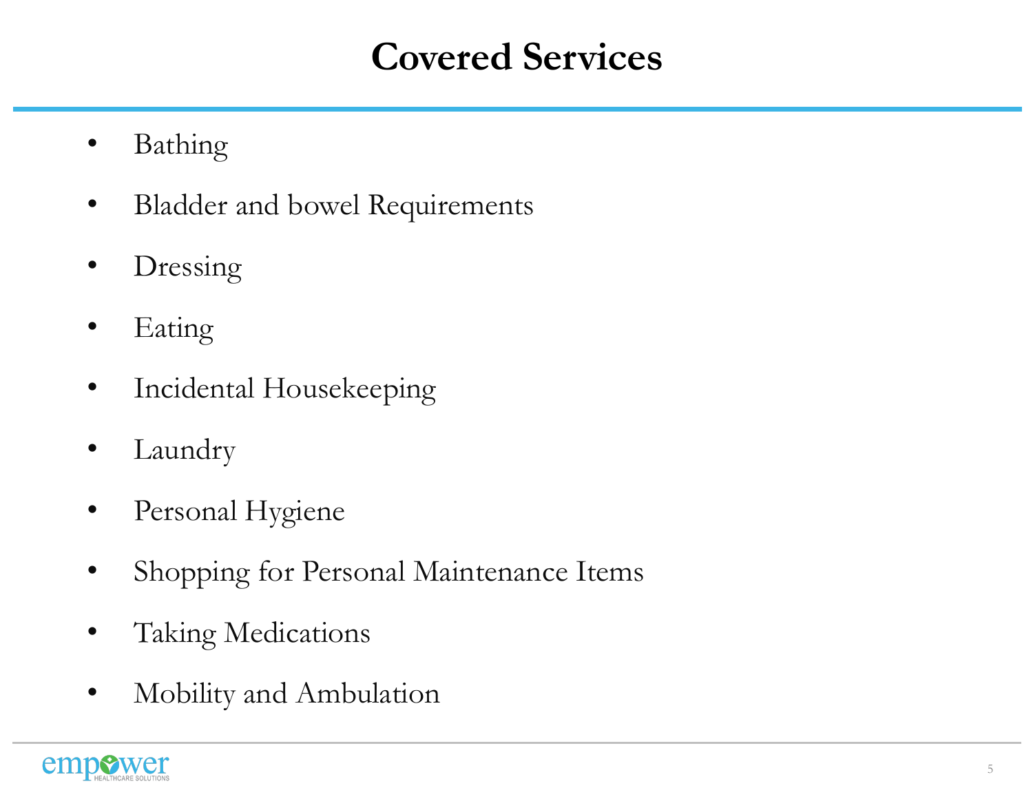# Covered Services

- Bathing
- Bladder and bowel Requirements
- Dressing
- Eating
- Incidental Housekeeping
- Laundry
- Personal Hygiene
- Shopping for Personal Maintenance Items
- Taking Medications
- Mobility and Ambulation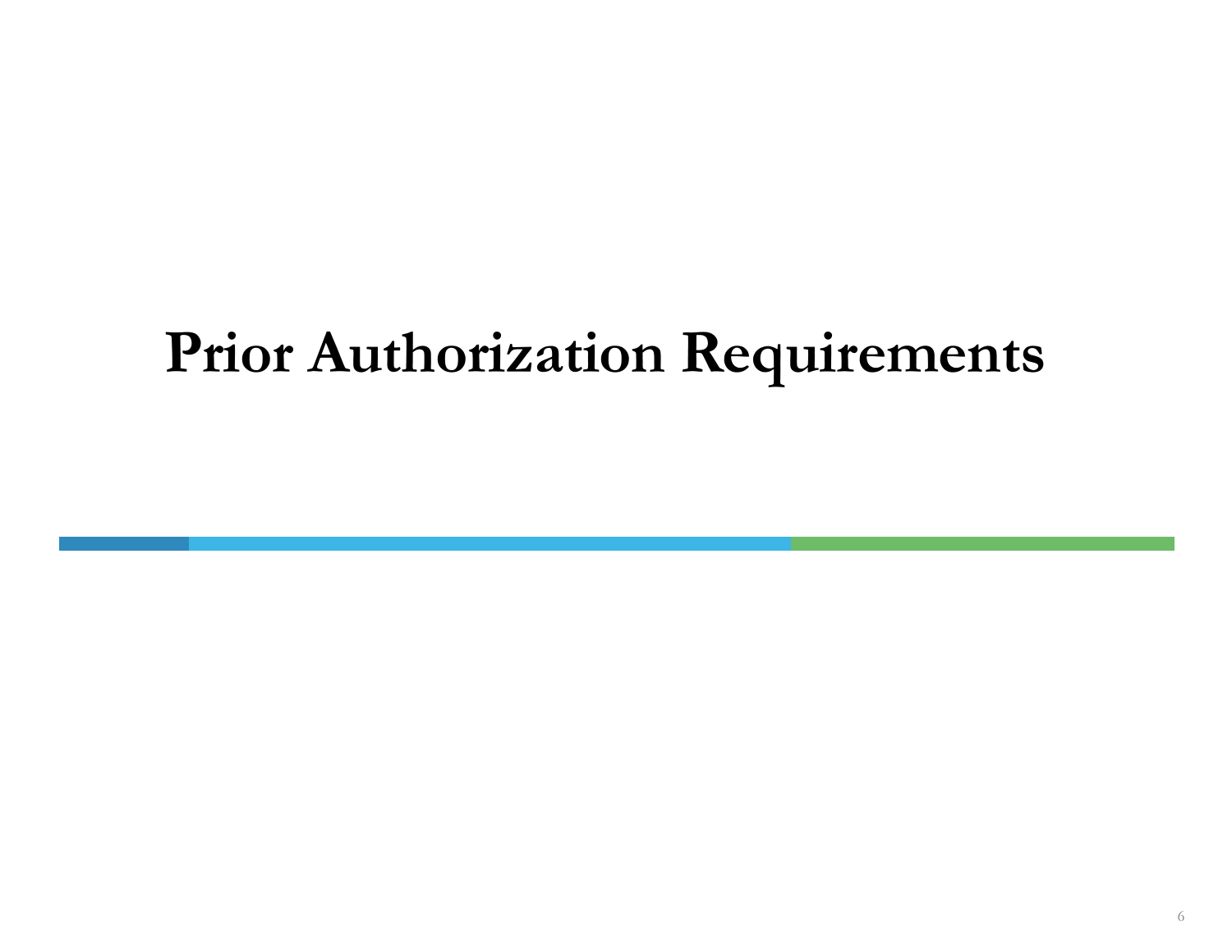# Prior Authorization Requirements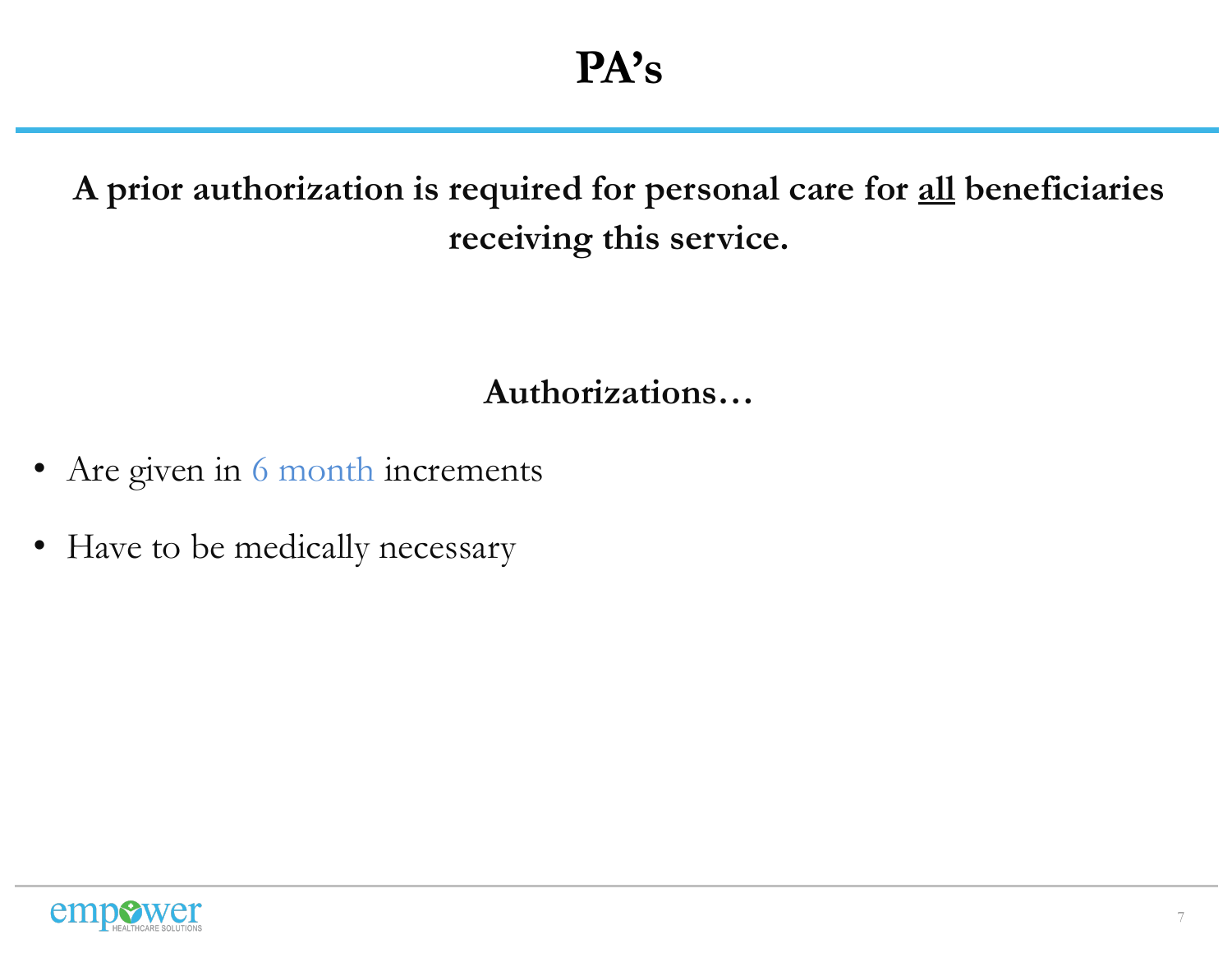# PA's

**A prior authorization is required for personal care for <u>all</u> beneficiaries receiving this service.**

**Authorizations…**

- Are given in 6 month increments
- Have to be medically necessary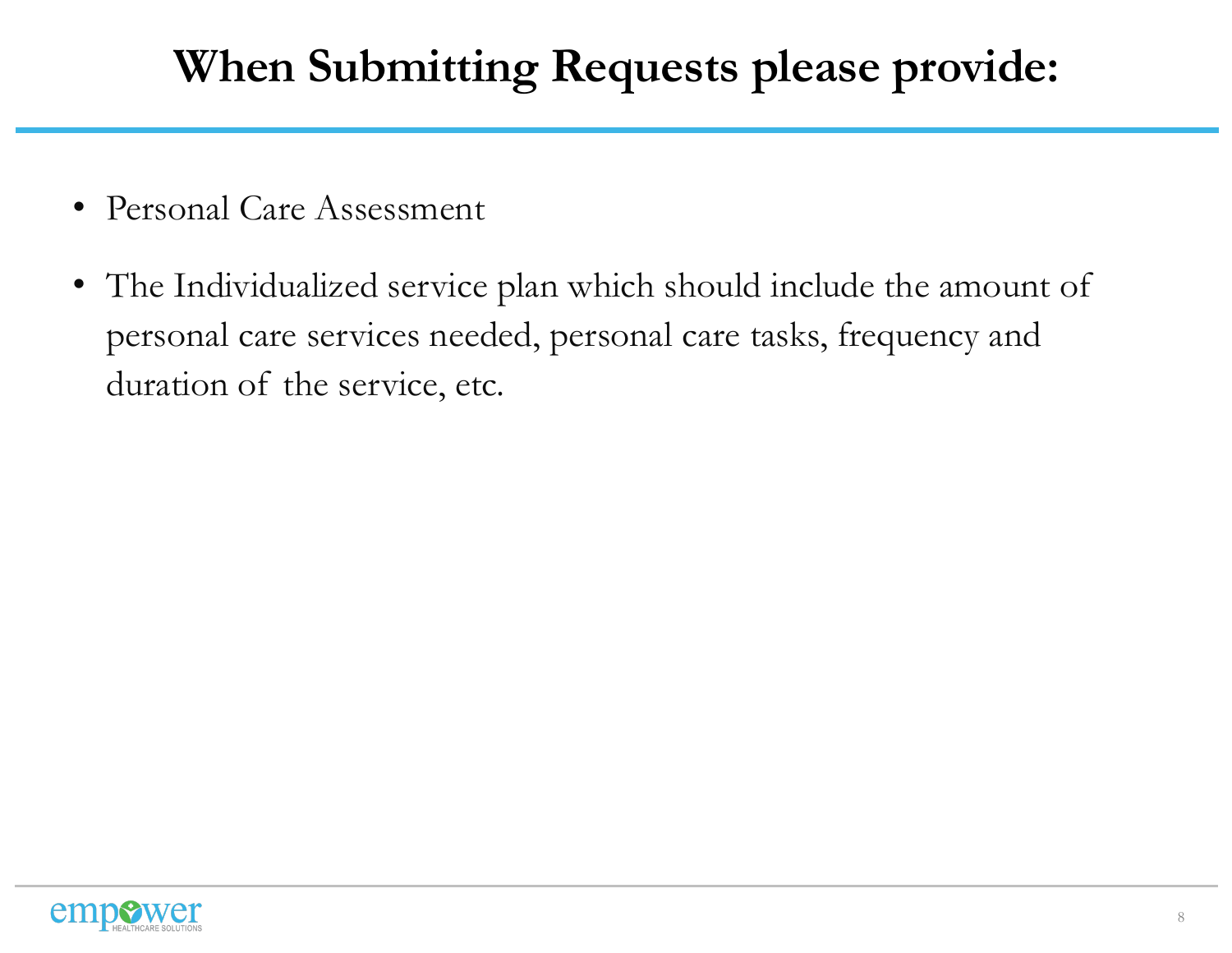# When Submitting Requests please provide:

- Personal Care Assessment
- The Individualized service plan which should include the amount of personal care services needed, personal care tasks, frequency and duration of the service, etc.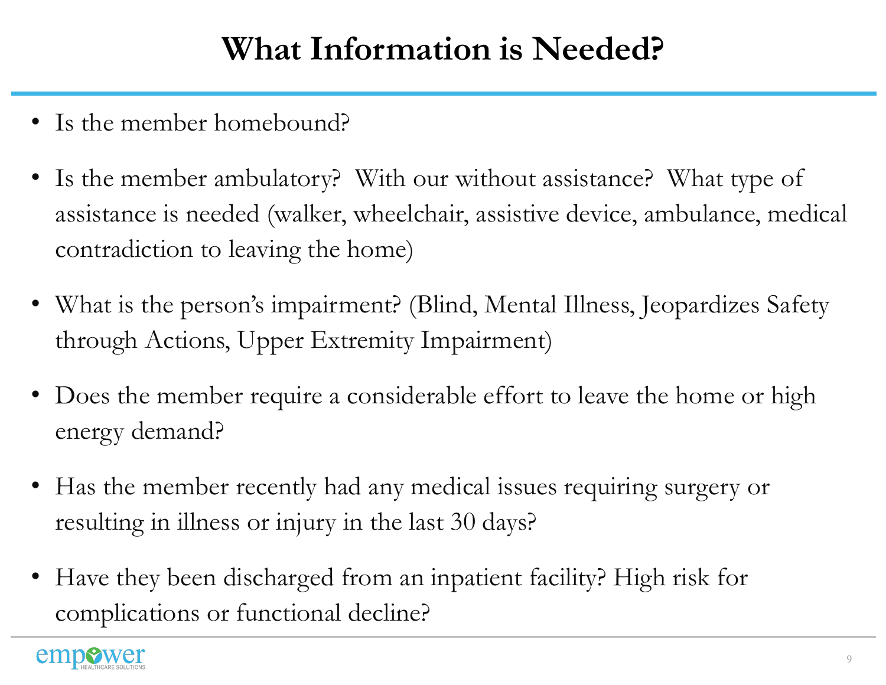# What Information is Needed?

- Is the member homebound?
- Is the member ambulatory?  With our without assistance?  What type of assistance is needed (walker, wheelchair, assistive device, ambulance, medical contradiction to leaving the home)
- What is the person's impairment? (Blind, Mental Illness, Jeopardizes Safety through Actions, Upper Extremity Impairment)
- Does the member require a considerable effort to leave the home or high energy demand?
- Has the member recently had any medical issues requiring surgery or resulting in illness or injury in the last 30 days?
- Have they been discharged from an inpatient facility? High risk for complications or functional decline?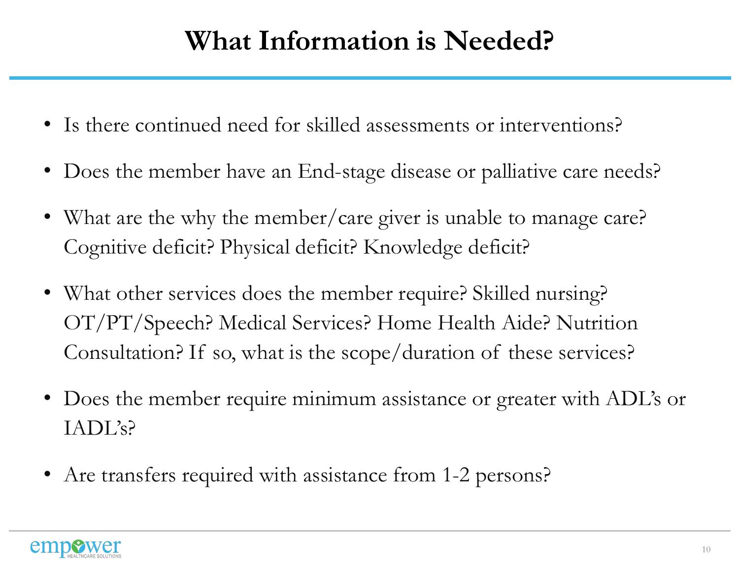# What Information is Needed?

- Is there continued need for skilled assessments or interventions?
- Does the member have an End-stage disease or palliative care needs?
- What are the why the member/care giver is unable to manage care? Cognitive deficit? Physical deficit? Knowledge deficit?
- What other services does the member require? Skilled nursing? OT/PT/Speech? Medical Services? Home Health Aide? Nutrition Consultation? If so, what is the scope/duration of these services?
- Does the member require minimum assistance or greater with ADL's or IADL's?
- Are transfers required with assistance from 1-2 persons?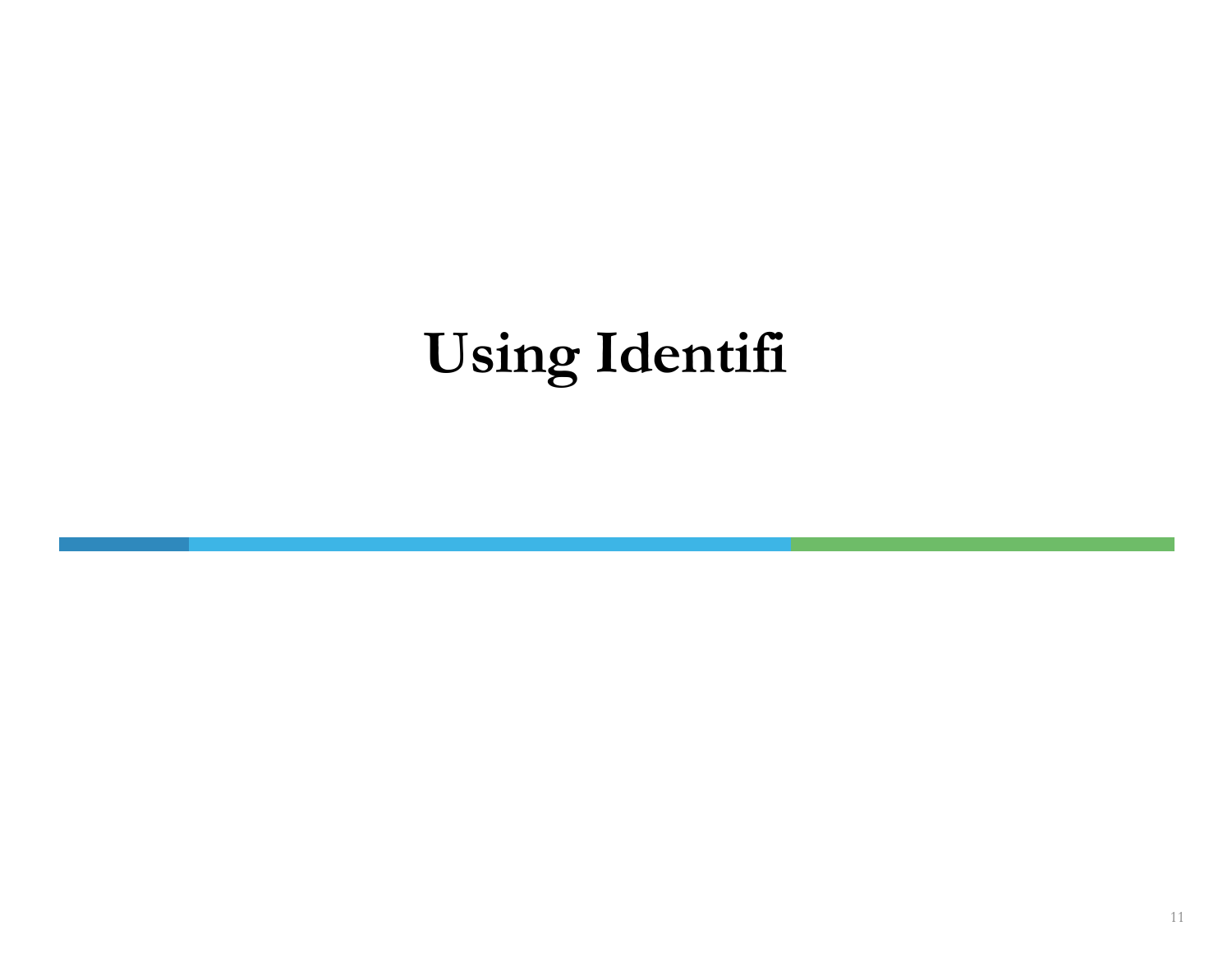# Using Identifi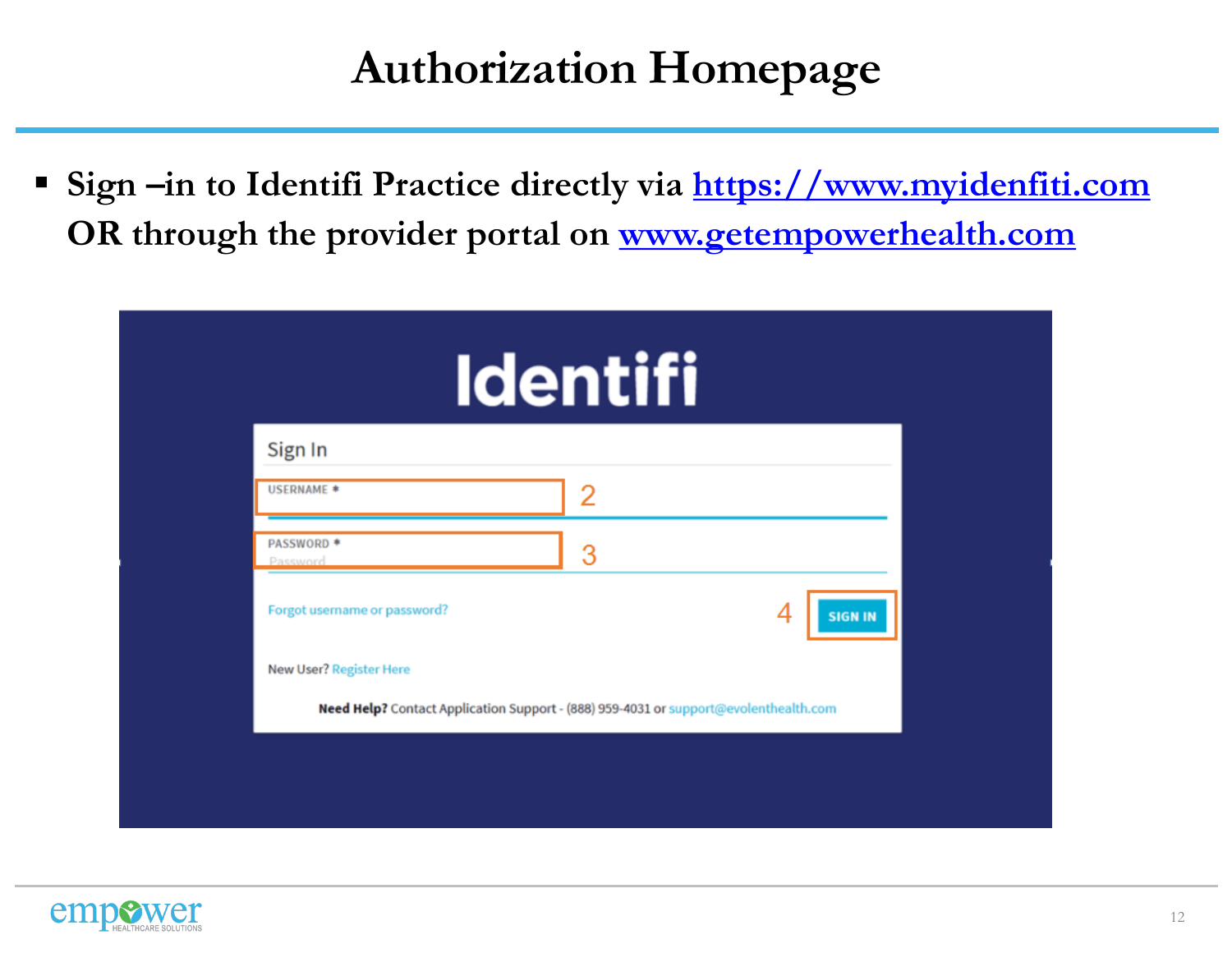# Authorization Homepage

- **Sign –in to Identifi Practice directly via [https://www.myidenfiti.com](https://www.myidenfiti.com) OR through the provider portal on [www.getempowerhealth.com](www.getempowerhealth.com)**

Identifi

Sign In

USERNAME * — 2

PASSWORD * — 3

Forgot username or password?

4 — SIGN IN

New User? Register Here

**Need Help?** Contact Application Support - (888) 959-4031 or support@evolenthealth.com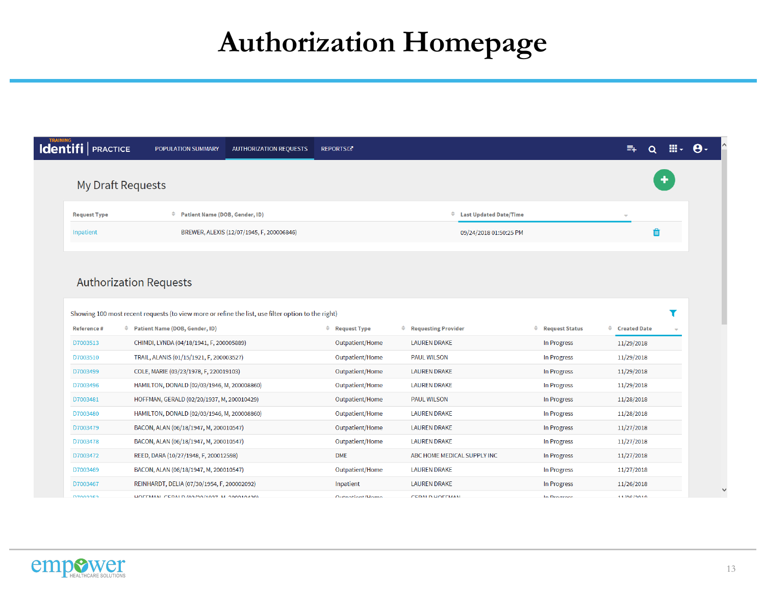# Authorization Homepage

TRAINING

Identifi | PRACTICE

POPULATION SUMMARY | AUTHORIZATION REQUESTS | REPORTS

## My Draft Requests

| Request Type | Patient Name (DOB, Gender, ID) | Last Updated Date/Time |
|---|---|---|
| Inpatient | BREWER, ALEXIS (12/07/1945, F, 200006846) | 09/24/2018 01:50:25 PM |

## Authorization Requests

Showing 100 most recent requests (to view more or refine the list, use filter option to the right)

| Reference # | Patient Name (DOB, Gender, ID) | Request Type | Requesting Provider | Request Status | Created Date |
|---|---|---|---|---|---|
| D7003513 | CHIMDI, LYNDA (04/18/1941, F, 200005889) | Outpatient/Home | LAUREN DRAKE | In Progress | 11/29/2018 |
| D7003510 | TRAIL, ALANIS (01/15/1921, F, 200003527) | Outpatient/Home | PAUL WILSON | In Progress | 11/29/2018 |
| D7003499 | COLE, MARIE (03/23/1978, F, 220019103) | Outpatient/Home | LAUREN DRAKE | In Progress | 11/29/2018 |
| D7003496 | HAMILTON, DONALD (02/03/1946, M, 200008860) | Outpatient/Home | LAUREN DRAKE | In Progress | 11/29/2018 |
| D7003481 | HOFFMAN, GERALD (02/20/1937, M, 200010429) | Outpatient/Home | PAUL WILSON | In Progress | 11/28/2018 |
| D7003480 | HAMILTON, DONALD (02/03/1946, M, 200008860) | Outpatient/Home | LAUREN DRAKE | In Progress | 11/28/2018 |
| D7003479 | BACON, ALAN (06/18/1947, M, 200010547) | Outpatient/Home | LAUREN DRAKE | In Progress | 11/27/2018 |
| D7003478 | BACON, ALAN (06/18/1947, M, 200010547) | Outpatient/Home | LAUREN DRAKE | In Progress | 11/27/2018 |
| D7003472 | REED, DARA (10/27/1948, F, 200012598) | DME | ABC HOME MEDICAL SUPPLY INC | In Progress | 11/27/2018 |
| D7003469 | BACON, ALAN (06/18/1947, M, 200010547) | Outpatient/Home | LAUREN DRAKE | In Progress | 11/27/2018 |
| D7003467 | REINHARDT, DELIA (07/30/1954, F, 200002092) | Inpatient | LAUREN DRAKE | In Progress | 11/26/2018 |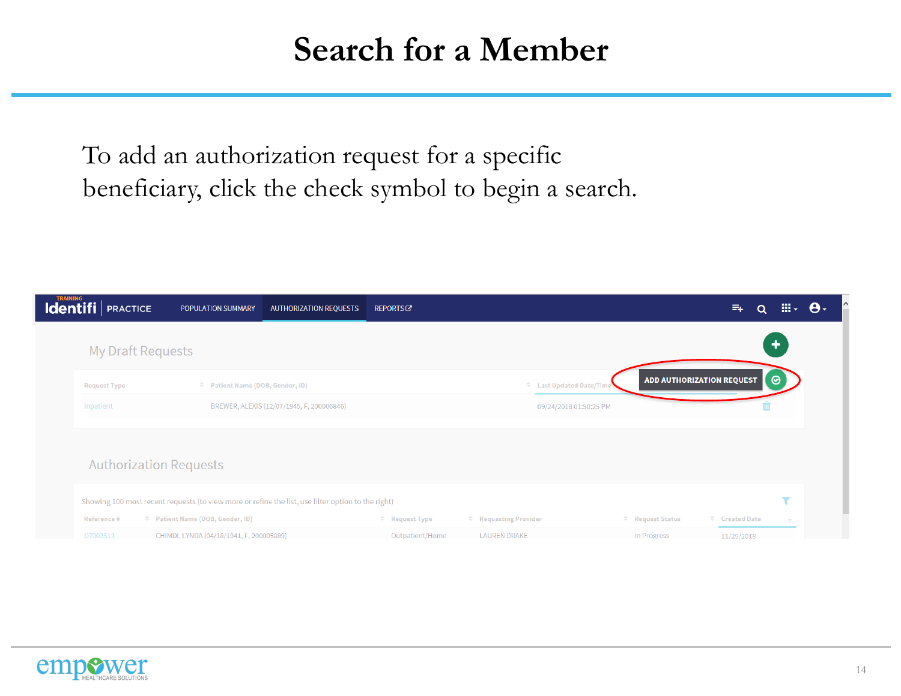# Search for a Member

To add an authorization request for a specific beneficiary, click the check symbol to begin a search.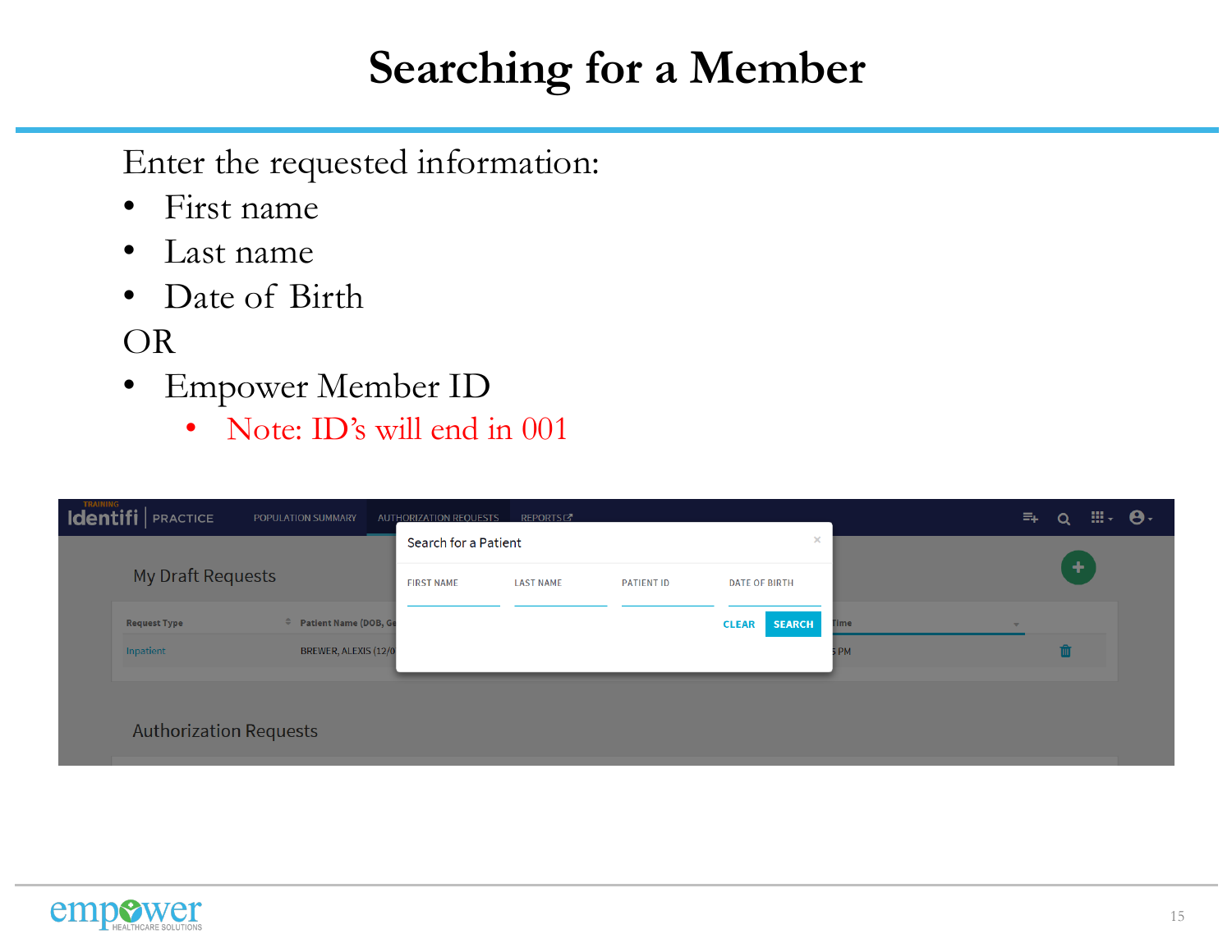# Searching for a Member

Enter the requested information:

- First name
- Last name
- Date of Birth

OR

- Empower Member ID
    - Note: ID's will end in 001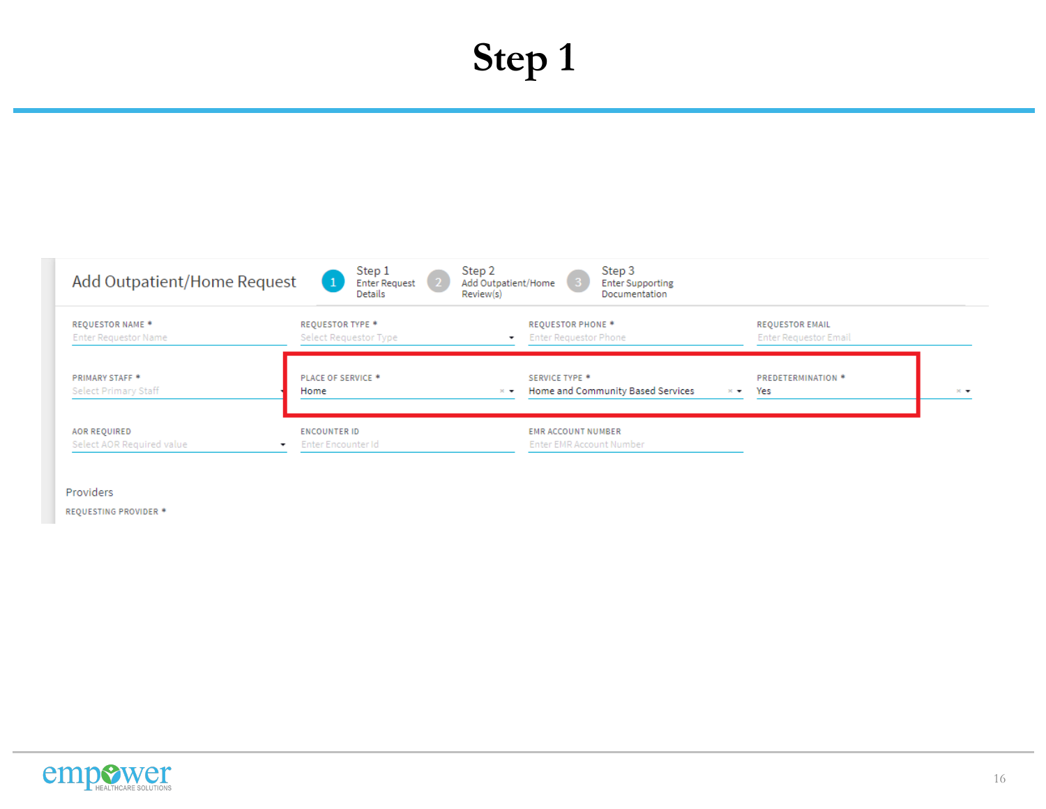# Step 1

Add Outpatient/Home Request

Step 1 Enter Request Details — Step 2 Add Outpatient/Home Review(s) — Step 3 Enter Supporting Documentation

| REQUESTOR NAME * | REQUESTOR TYPE * | REQUESTOR PHONE * | REQUESTOR EMAIL |
|---|---|---|---|
| Enter Requestor Name | Select Requestor Type | Enter Requestor Phone | Enter Requestor Email |

| PRIMARY STAFF * | PLACE OF SERVICE * | SERVICE TYPE * | PREDETERMINATION * |
|---|---|---|---|
| Select Primary Staff | Home | Home and Community Based Services | Yes |

| AOR REQUIRED | ENCOUNTER ID | EMR ACCOUNT NUMBER |
|---|---|---|
| Select AOR Required value | Enter Encounter Id | Enter EMR Account Number |

Providers

REQUESTING PROVIDER *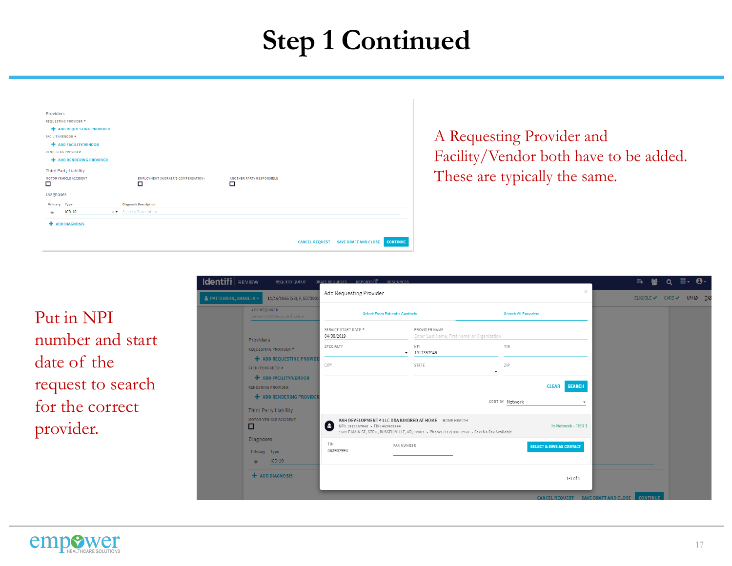# Step 1 Continued

Providers

REQUESTING PROVIDER *

+ ADD REQUESTING PROVIDER

FACILITY/VENDOR *

+ ADD FACILITY/VENDOR

RENDERING PROVIDER

+ ADD RENDERING PROVIDER

Third Party Liability

MOTOR VEHICLE ACCIDENT | EMPLOYMENT (WORKER'S COMPENSATION) | ANOTHER PARTY RESPONSIBLE

Diagnoses

Primary | Type | Diagnosis Description

ICD-10 | Select a Description

+ ADD DIAGNOSIS

CANCEL REQUEST | SAVE DRAFT AND CLOSE | CONTINUE

A Requesting Provider and Facility/Vendor both have to be added. These are typically the same.

Put in NPI number and start date of the request to search for the correct provider.

Identifi | REVIEW | REQUEST QUEUE | DRAFT REQUESTS | REPORTS | RESOURCES

PATTERSON, SHARLLA | 11/16/1965 (53), F, E073801

ELIGIBLE | CARE | UM

Add Requesting Provider

Select From Patient's Contacts | Search All Providers

SERVICE START DATE *: 04/08/2019

PROVIDER NAME: Enter 'Last Name, First Name' or Organization

SPECIALTY

NPI: 1912357948

TIN

CITY | STATE | ZIP

CLEAR | SEARCH

SORT BY: Network

KAH DEVELOPMENT 4 LLC DBA KINDRED AT HOME | HOME HEALTH

NPI: 1912357948 • TIN: 463902994

1509 E MAIN ST, STE 6, RUSSELLVILLE, AR, 72801 • Phone: (512) 338-7858 • Fax: No Fax Available

In Network - TIER 1

TIN: 463902994 | FAX NUMBER

SELECT & SAVE AS CONTACT

1-1 of 1

CANCEL REQUEST | SAVE DRAFT AND CLOSE | CONTINUE

empower HEALTHCARE SOLUTIONS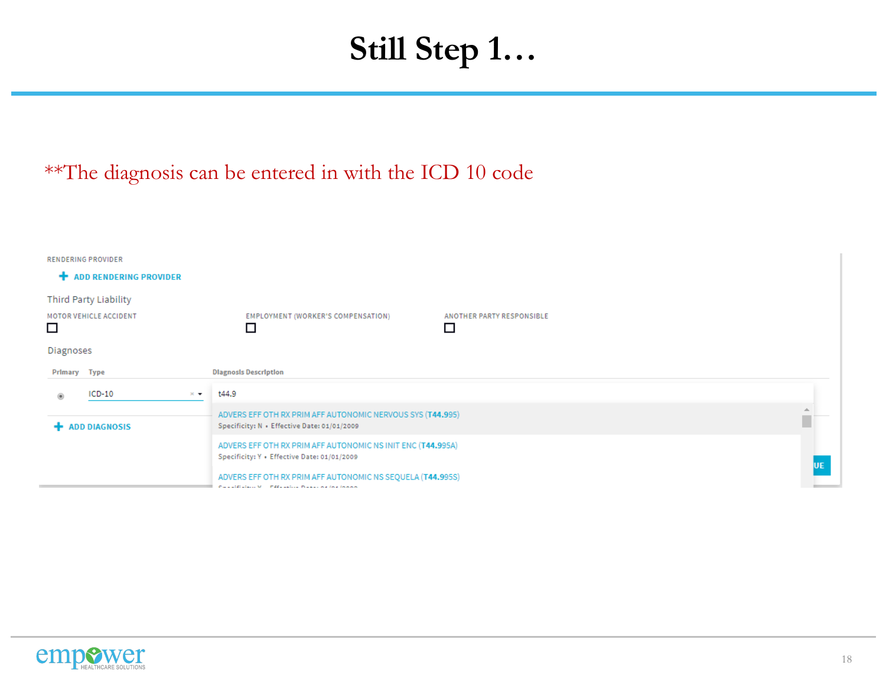# Still Step 1…

**The diagnosis can be entered in with the ICD 10 code

RENDERING PROVIDER

+ ADD RENDERING PROVIDER

Third Party Liability

MOTOR VEHICLE ACCIDENT

EMPLOYMENT (WORKER'S COMPENSATION)

ANOTHER PARTY RESPONSIBLE

Diagnoses

| Primary | Type | Diagnosis Description |
| --- | --- | --- |
| ◉ | ICD-10 | t44.9 |

+ ADD DIAGNOSIS

ADVERS EFF OTH RX PRIM AFF AUTONOMIC NERVOUS SYS (**T44.995**)
Specificity: N • Effective Date: 01/01/2009

ADVERS EFF OTH RX PRIM AFF AUTONOMIC NS INIT ENC (**T44.995A**)
Specificity: Y • Effective Date: 01/01/2009

ADVERS EFF OTH RX PRIM AFF AUTONOMIC NS SEQUELA (**T44.995S**)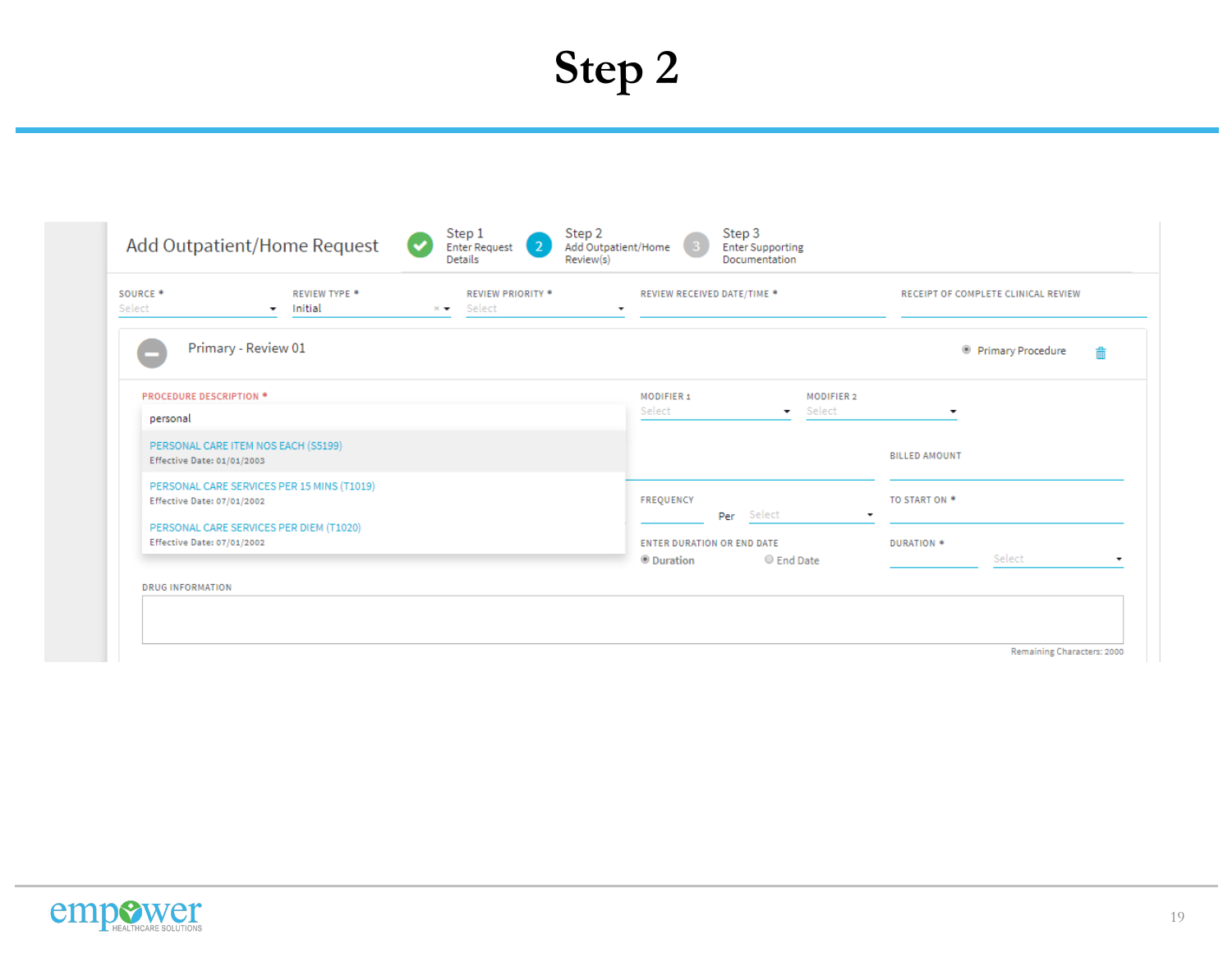# Step 2

## Add Outpatient/Home Request

Step 1 Enter Request Details — Step 2 Add Outpatient/Home Review(s) — Step 3 Enter Supporting Documentation

SOURCE * Select | REVIEW TYPE * Initial | REVIEW PRIORITY * Select | REVIEW RECEIVED DATE/TIME * | RECEIPT OF COMPLETE CLINICAL REVIEW

Primary - Review 01 — Primary Procedure

PROCEDURE DESCRIPTION *

personal

- PERSONAL CARE ITEM NOS EACH (S5199)
  Effective Date: 01/01/2003
- PERSONAL CARE SERVICES PER 15 MINS (T1019)
  Effective Date: 07/01/2002
- PERSONAL CARE SERVICES PER DIEM (T1020)
  Effective Date: 07/01/2002

MODIFIER 1 Select | MODIFIER 2 Select

BILLED AMOUNT

FREQUENCY Per Select | TO START ON *

ENTER DURATION OR END DATE: Duration / End Date | DURATION * Select

DRUG INFORMATION

Remaining Characters: 2000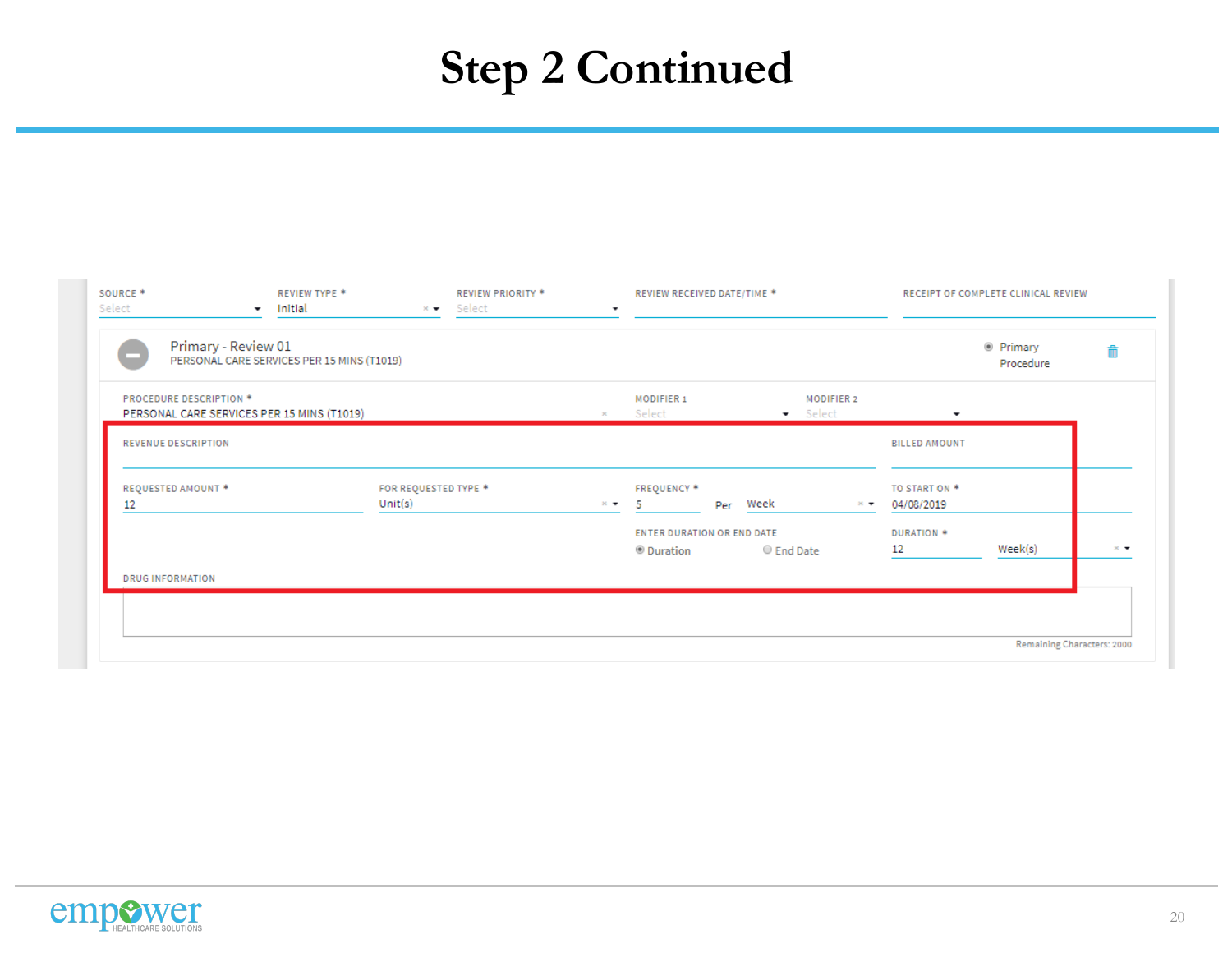# Step 2 Continued

SOURCE *
Select

REVIEW TYPE *
Initial

REVIEW PRIORITY *
Select

REVIEW RECEIVED DATE/TIME *

RECEIPT OF COMPLETE CLINICAL REVIEW

Primary - Review 01
PERSONAL CARE SERVICES PER 15 MINS (T1019)

Primary Procedure

PROCEDURE DESCRIPTION *
PERSONAL CARE SERVICES PER 15 MINS (T1019)

MODIFIER 1
Select

MODIFIER 2
Select

REVENUE DESCRIPTION

BILLED AMOUNT

REQUESTED AMOUNT *
12

FOR REQUESTED TYPE *
Unit(s)

FREQUENCY *
5 Per Week

TO START ON *
04/08/2019

ENTER DURATION OR END DATE
Duration End Date

DURATION *
12 Week(s)

DRUG INFORMATION

Remaining Characters: 2000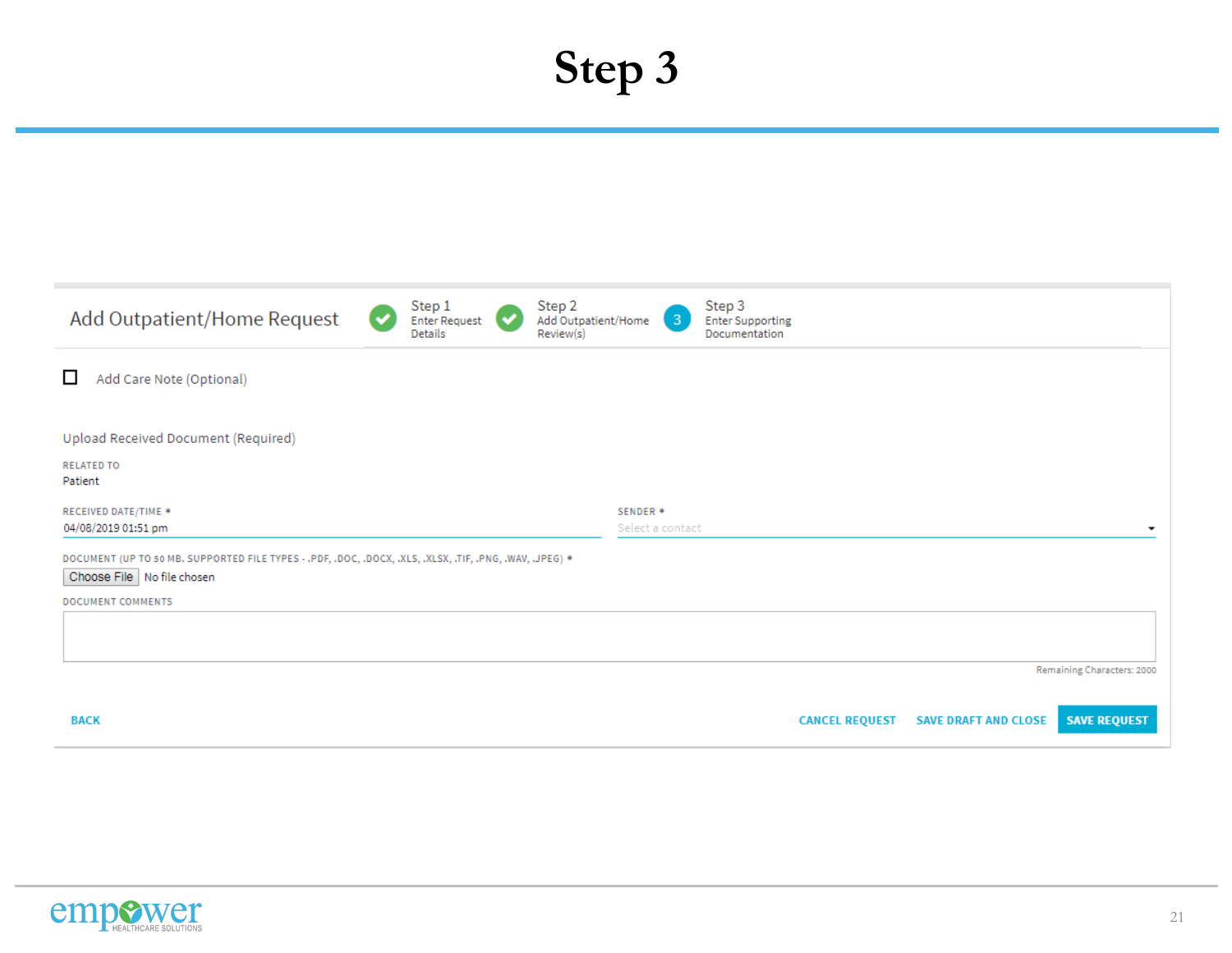# Step 3

## Add Outpatient/Home Request

Step 1 Enter Request Details | Step 2 Add Outpatient/Home Review(s) | Step 3 Enter Supporting Documentation

☐ Add Care Note (Optional)

Upload Received Document (Required)

RELATED TO
Patient

RECEIVED DATE/TIME *
04/08/2019 01:51 pm

SENDER *
Select a contact

DOCUMENT (UP TO 50 MB. SUPPORTED FILE TYPES - .PDF, .DOC, .DOCX, .XLS, .XLSX, .TIF, .PNG, .WAV, .JPEG) *
Choose File No file chosen

DOCUMENT COMMENTS

Remaining Characters: 2000

BACK | CANCEL REQUEST | SAVE DRAFT AND CLOSE | SAVE REQUEST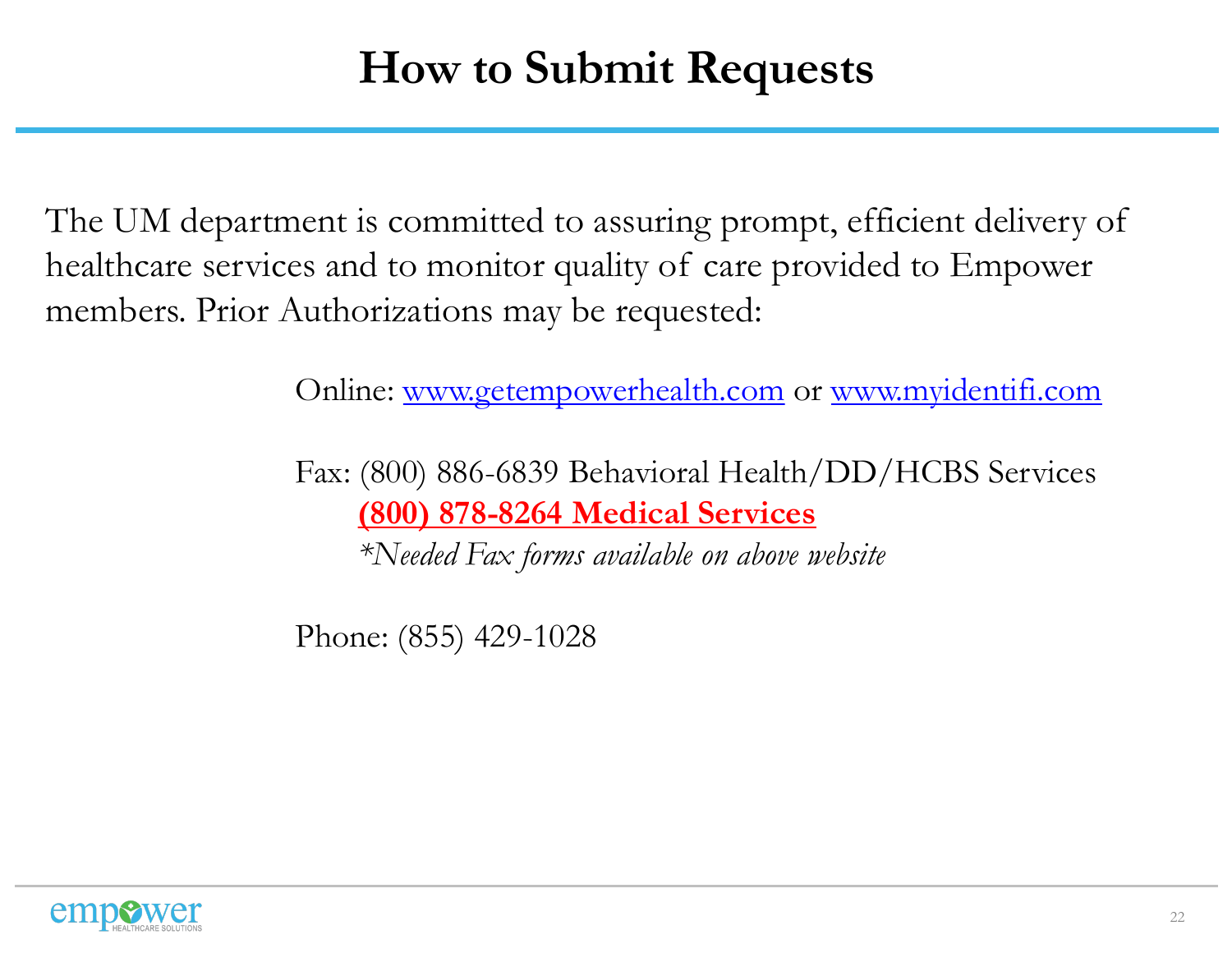# How to Submit Requests

The UM department is committed to assuring prompt, efficient delivery of healthcare services and to monitor quality of care provided to Empower members. Prior Authorizations may be requested:

Online: [www.getempowerhealth.com](http://www.getempowerhealth.com) or [www.myidentifi.com](http://www.myidentifi.com)

Fax: (800) 886-6839 Behavioral Health/DD/HCBS Services
**(800) 878-8264 Medical Services**
*\*Needed Fax forms available on above website*

Phone: (855) 429-1028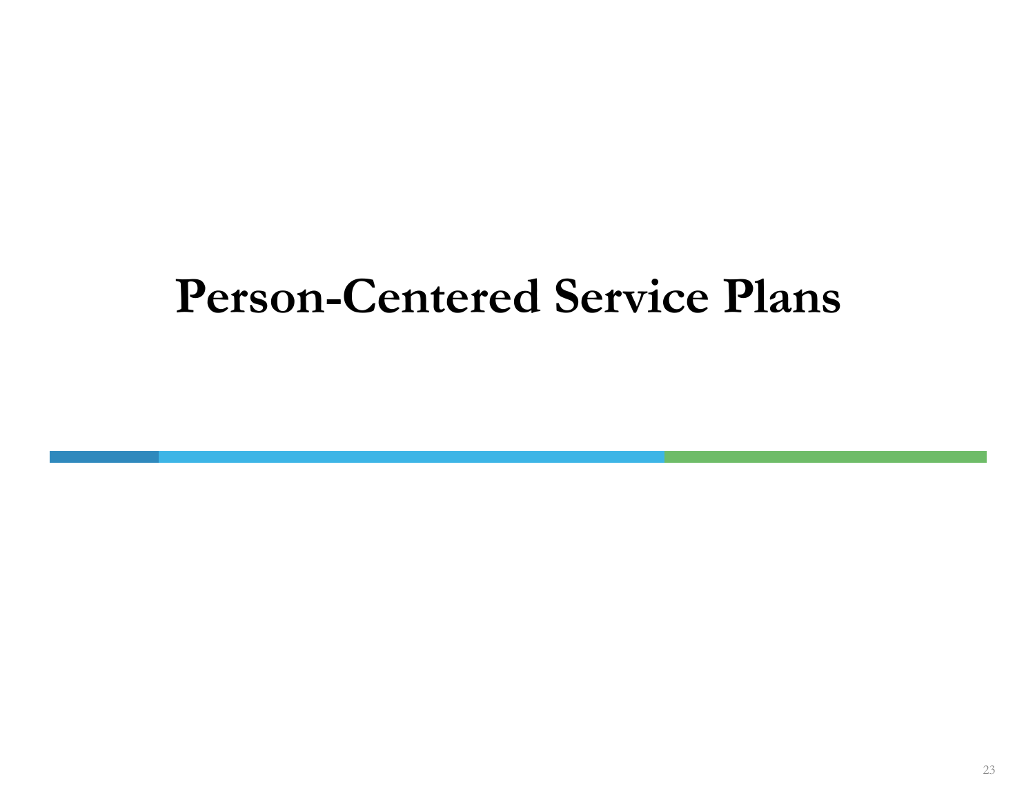# Person-Centered Service Plans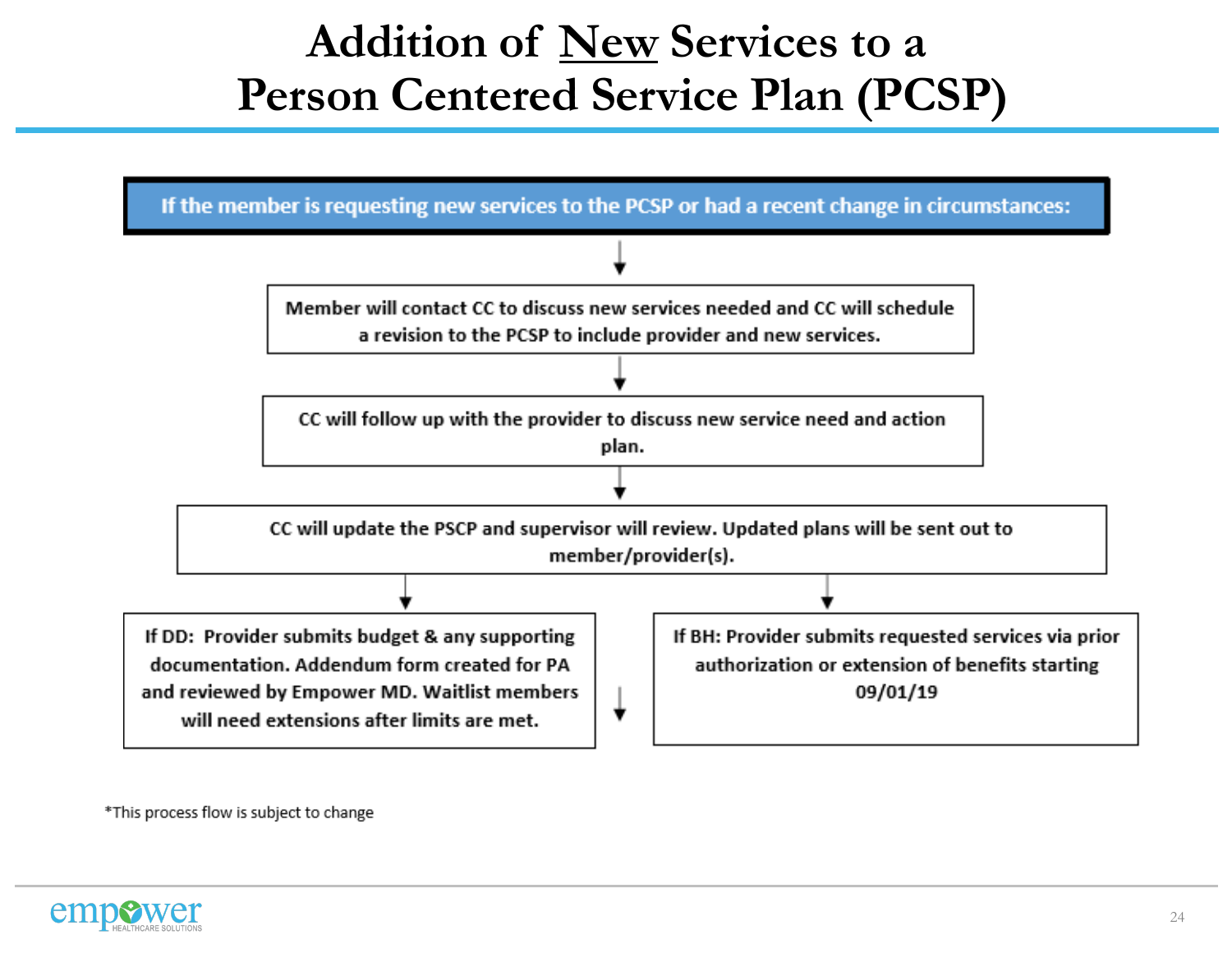# Addition of New Services to a Person Centered Service Plan (PCSP)

**If the member is requesting new services to the PCSP or had a recent change in circumstances:**

↓

Member will contact CC to discuss new services needed and CC will schedule a revision to the PCSP to include provider and new services.

↓

CC will follow up with the provider to discuss new service need and action plan.

↓

CC will update the PSCP and supervisor will review. Updated plans will be sent out to member/provider(s).

↓

- If DD: Provider submits budget & any supporting documentation. Addendum form created for PA and reviewed by Empower MD. Waitlist members will need extensions after limits are met.
- If BH: Provider submits requested services via prior authorization or extension of benefits starting 09/01/19

*This process flow is subject to change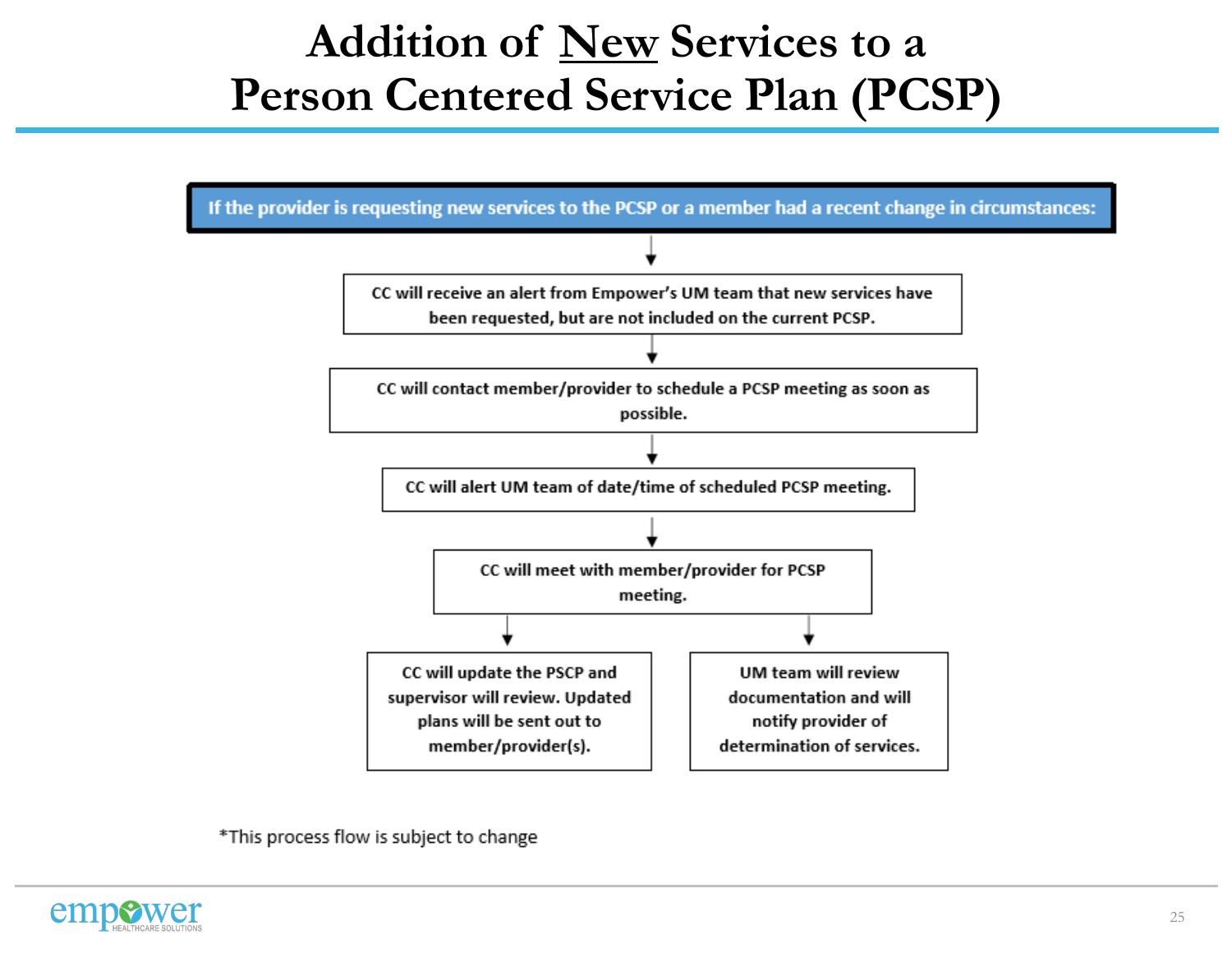# Addition of New Services to a Person Centered Service Plan (PCSP)

**If the provider is requesting new services to the PCSP or a member had a recent change in circumstances:**

↓

CC will receive an alert from Empower's UM team that new services have been requested, but are not included on the current PCSP.

↓

CC will contact member/provider to schedule a PCSP meeting as soon as possible.

↓

CC will alert UM team of date/time of scheduled PCSP meeting.

↓

CC will meet with member/provider for PCSP meeting.

↓

- CC will update the PSCP and supervisor will review. Updated plans will be sent out to member/provider(s).
- UM team will review documentation and will notify provider of determination of services.

*This process flow is subject to change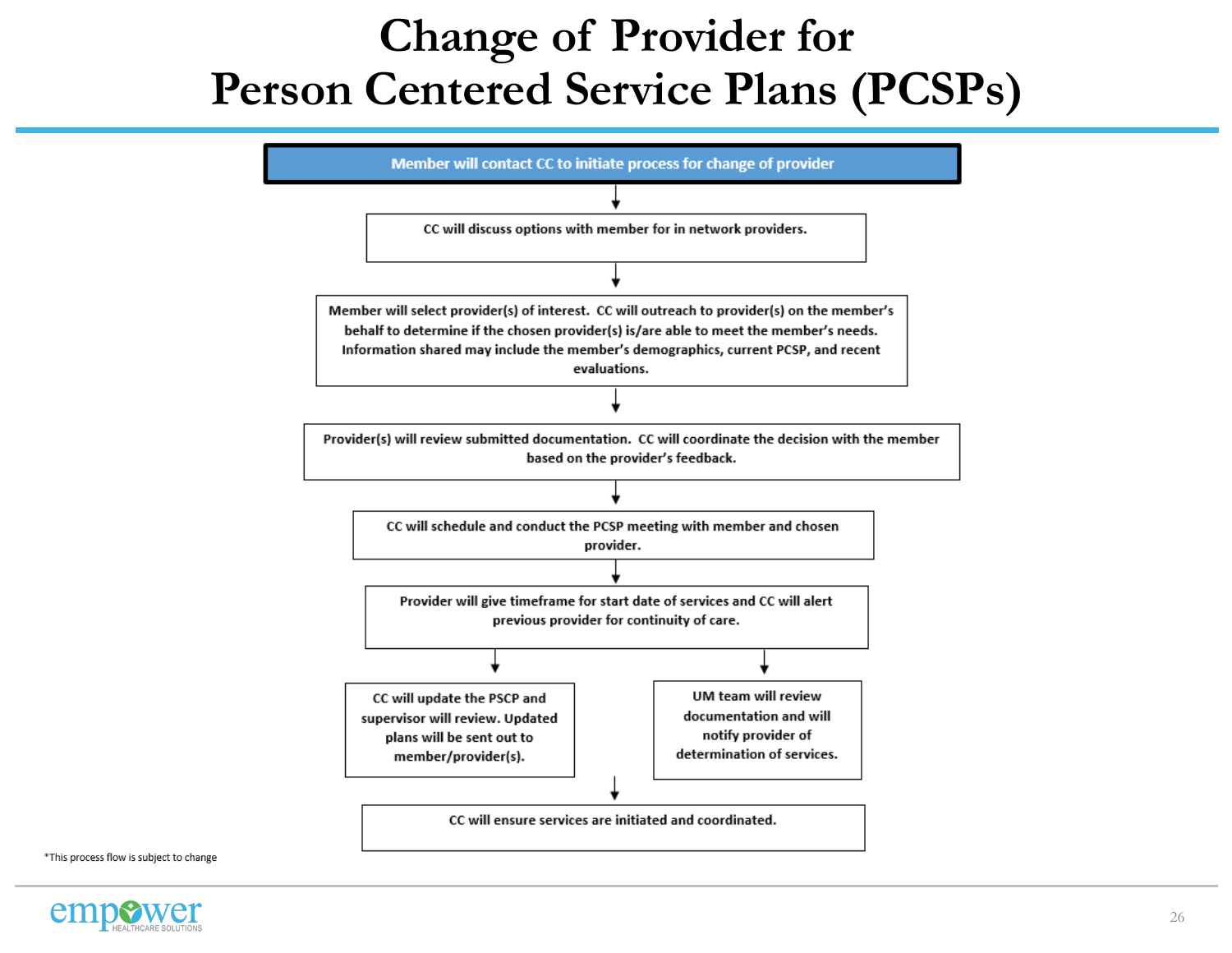# Change of Provider for Person Centered Service Plans (PCSPs)

**Member will contact CC to initiate process for change of provider**

↓

CC will discuss options with member for in network providers.

↓

Member will select provider(s) of interest. CC will outreach to provider(s) on the member's behalf to determine if the chosen provider(s) is/are able to meet the member's needs. Information shared may include the member's demographics, current PCSP, and recent evaluations.

↓

Provider(s) will review submitted documentation. CC will coordinate the decision with the member based on the provider's feedback.

↓

CC will schedule and conduct the PCSP meeting with member and chosen provider.

↓

Provider will give timeframe for start date of services and CC will alert previous provider for continuity of care.

↓

- CC will update the PSCP and supervisor will review. Updated plans will be sent out to member/provider(s).
- UM team will review documentation and will notify provider of determination of services.

↓

CC will ensure services are initiated and coordinated.

*This process flow is subject to change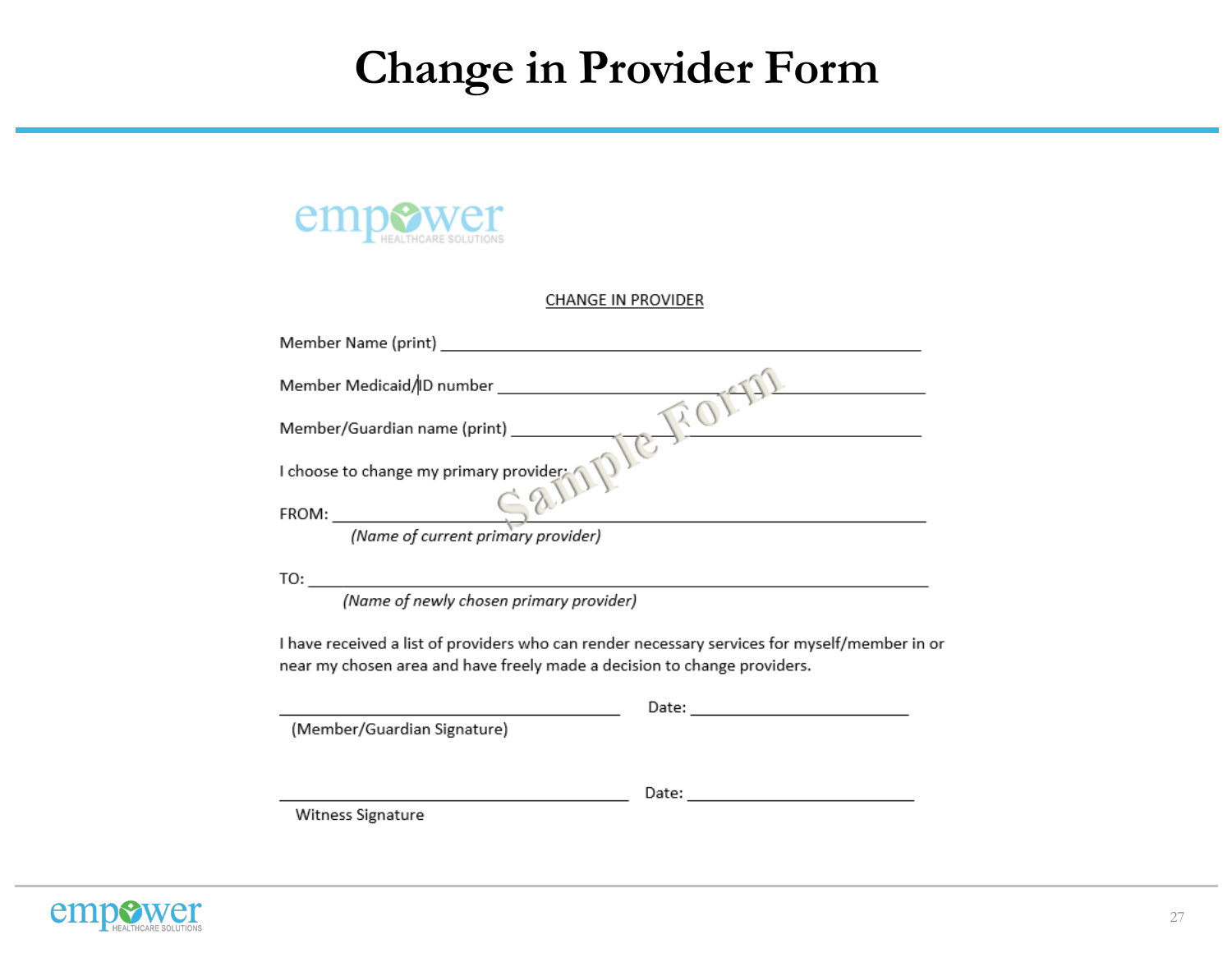# Change in Provider Form

empower HEALTHCARE SOLUTIONS

CHANGE IN PROVIDER

Member Name (print) ________________________________________________

Member Medicaid/ID number ____________________________________________

Member/Guardian name (print) __________________________________________

I choose to change my primary provider:

FROM: _____________________________________________________________
*(Name of current primary provider)*

TO: _______________________________________________________________
*(Name of newly chosen primary provider)*

I have received a list of providers who can render necessary services for myself/member in or near my chosen area and have freely made a decision to change providers.

______________________________ Date: ____________________
(Member/Guardian Signature)

______________________________ Date: ____________________
Witness Signature

Sample Form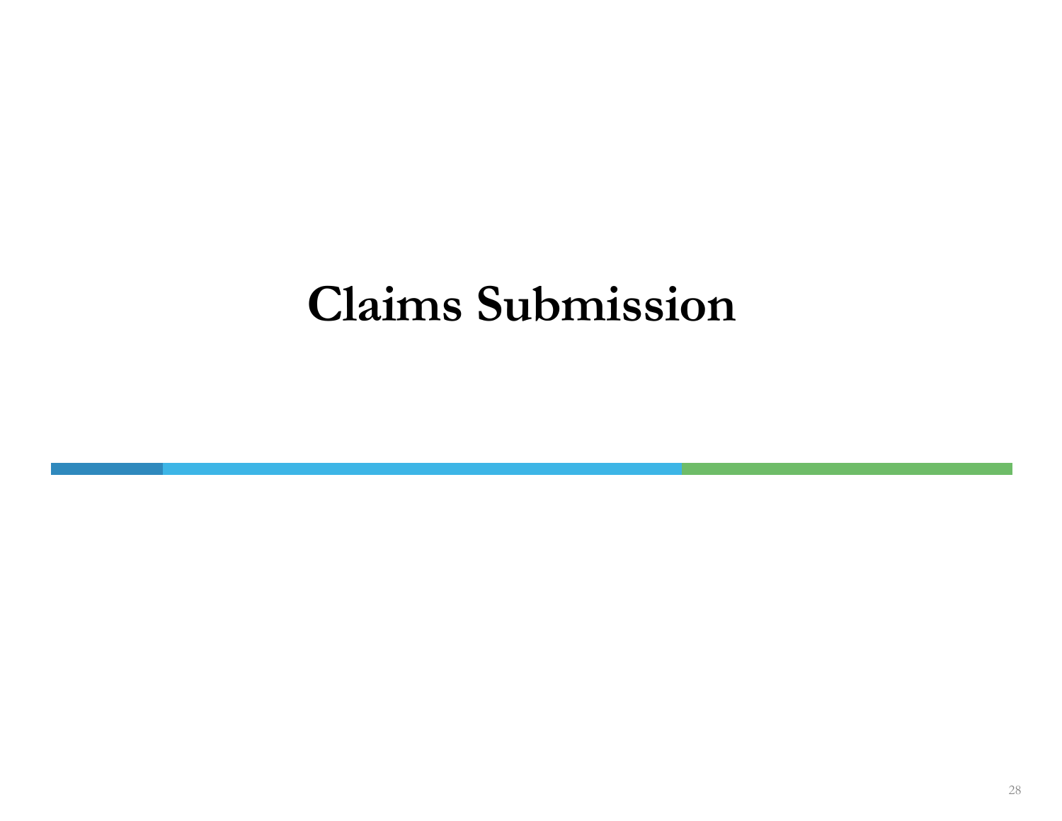# Claims Submission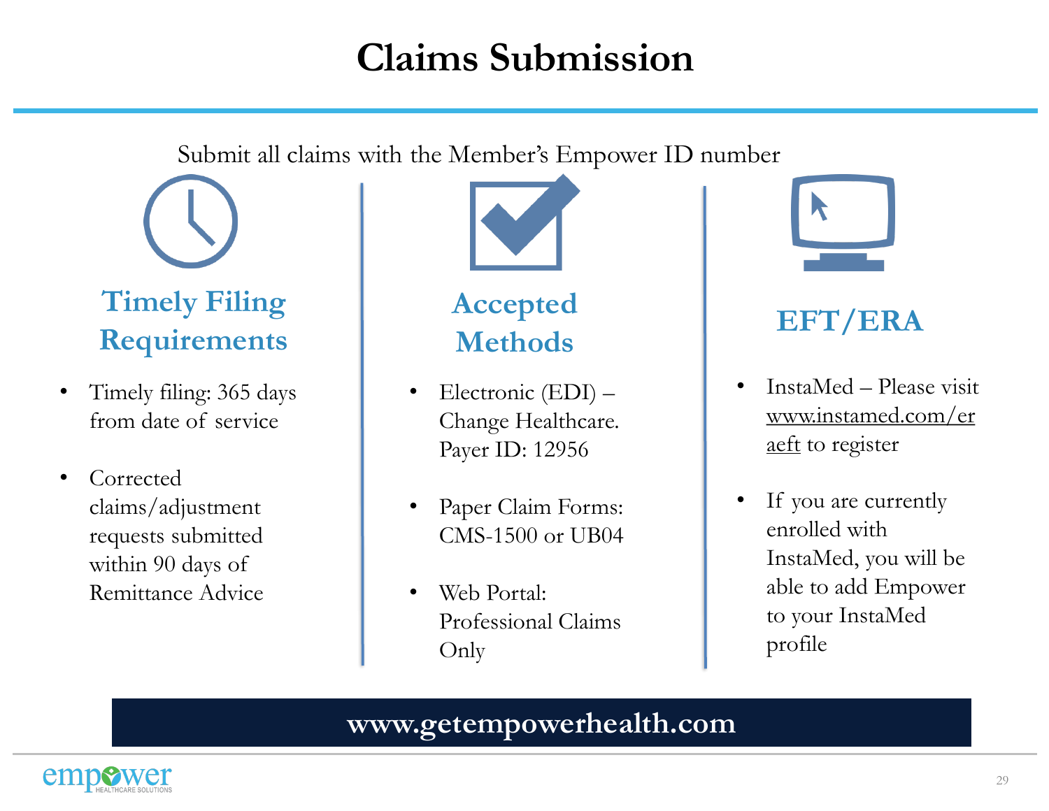# Claims Submission

Submit all claims with the Member's Empower ID number

## Timely Filing Requirements

- Timely filing: 365 days from date of service
- Corrected claims/adjustment requests submitted within 90 days of Remittance Advice

## Accepted Methods

- Electronic (EDI) – Change Healthcare. Payer ID: 12956
- Paper Claim Forms: CMS-1500 or UB04
- Web Portal: Professional Claims Only

## EFT/ERA

- InstaMed – Please visit www.instamed.com/eraeft to register
- If you are currently enrolled with InstaMed, you will be able to add Empower to your InstaMed profile

**www.getempowerhealth.com**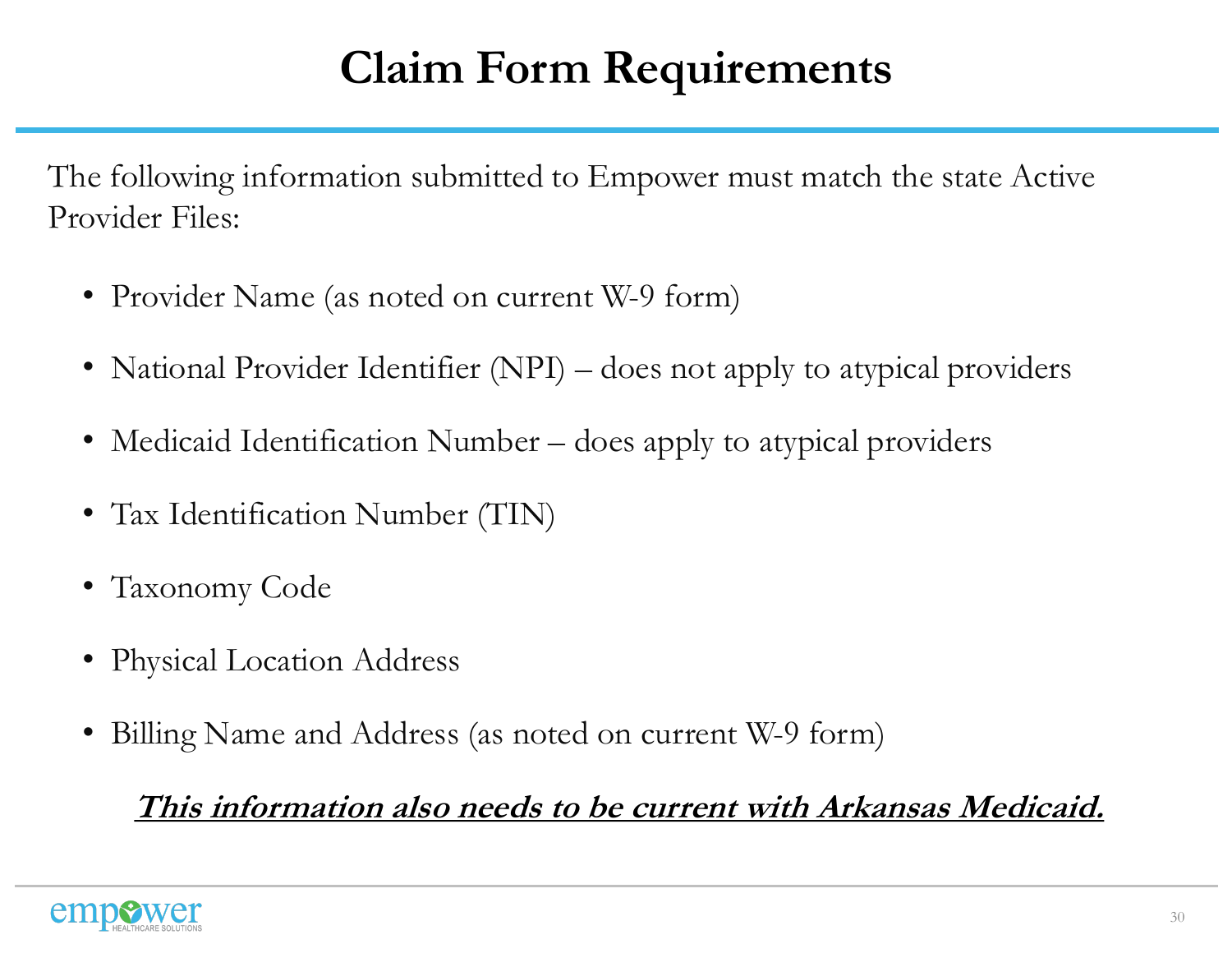# Claim Form Requirements

The following information submitted to Empower must match the state Active Provider Files:

- Provider Name (as noted on current W-9 form)
- National Provider Identifier (NPI) – does not apply to atypical providers
- Medicaid Identification Number – does apply to atypical providers
- Tax Identification Number (TIN)
- Taxonomy Code
- Physical Location Address
- Billing Name and Address (as noted on current W-9 form)

***<u>This information also needs to be current with Arkansas Medicaid.</u>***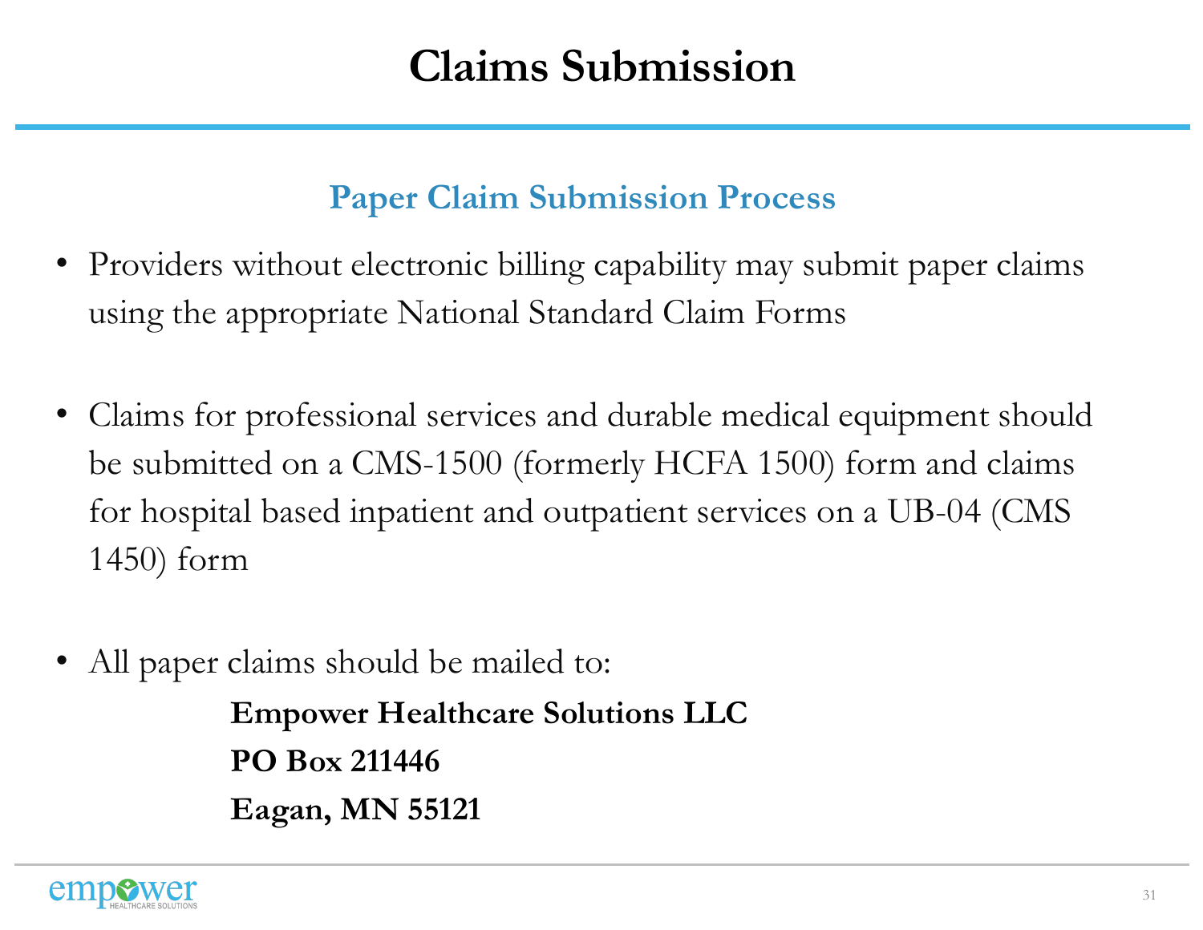# Claims Submission

## Paper Claim Submission Process

- Providers without electronic billing capability may submit paper claims using the appropriate National Standard Claim Forms

- Claims for professional services and durable medical equipment should be submitted on a CMS-1500 (formerly HCFA 1500) form and claims for hospital based inpatient and outpatient services on a UB-04 (CMS 1450) form

- All paper claims should be mailed to:

  **Empower Healthcare Solutions LLC**
  **PO Box 211446**
  **Eagan, MN 55121**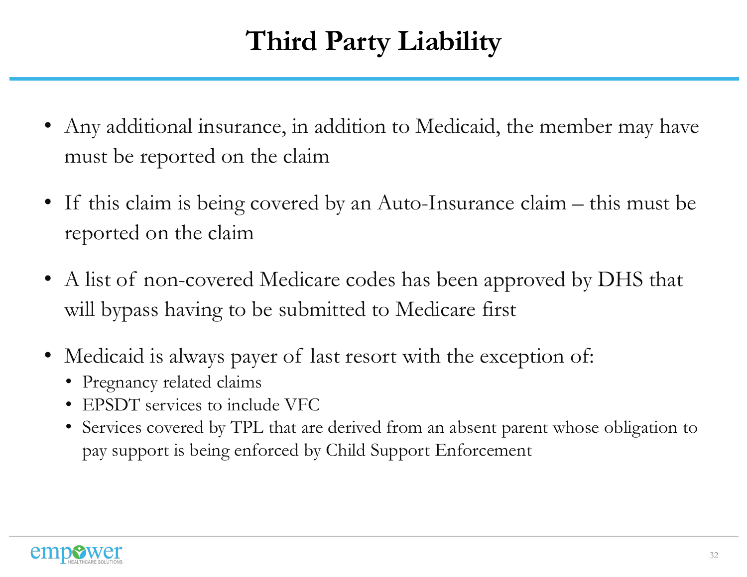# Third Party Liability

- Any additional insurance, in addition to Medicaid, the member may have must be reported on the claim
- If this claim is being covered by an Auto-Insurance claim – this must be reported on the claim
- A list of non-covered Medicare codes has been approved by DHS that will bypass having to be submitted to Medicare first
- Medicaid is always payer of last resort with the exception of:
  - Pregnancy related claims
  - EPSDT services to include VFC
  - Services covered by TPL that are derived from an absent parent whose obligation to pay support is being enforced by Child Support Enforcement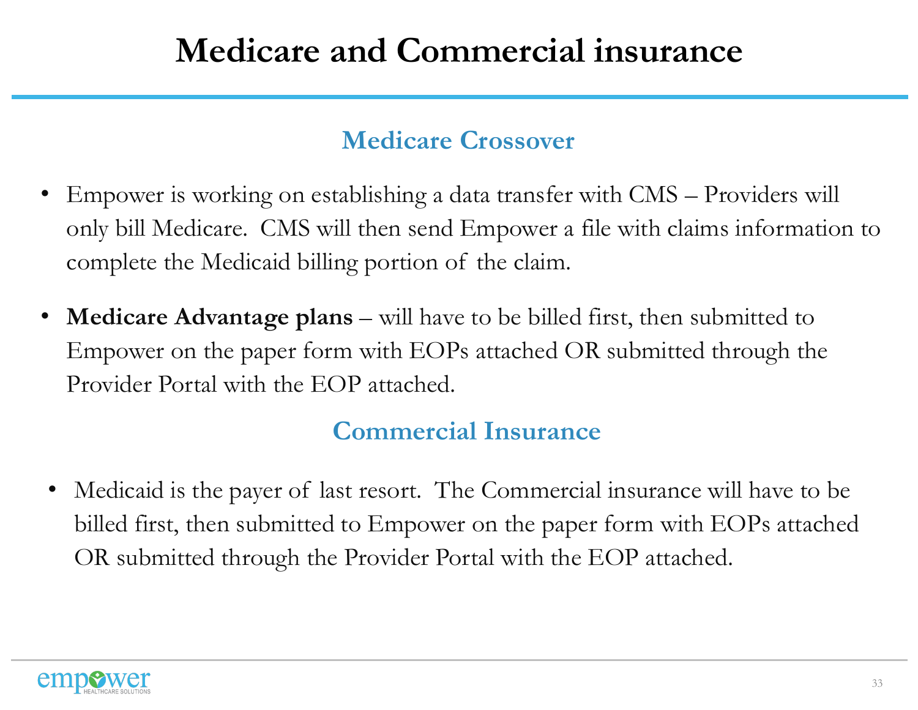# Medicare and Commercial insurance

## Medicare Crossover

- Empower is working on establishing a data transfer with CMS – Providers will only bill Medicare. CMS will then send Empower a file with claims information to complete the Medicaid billing portion of the claim.
- **Medicare Advantage plans** – will have to be billed first, then submitted to Empower on the paper form with EOPs attached OR submitted through the Provider Portal with the EOP attached.

## Commercial Insurance

- Medicaid is the payer of last resort. The Commercial insurance will have to be billed first, then submitted to Empower on the paper form with EOPs attached OR submitted through the Provider Portal with the EOP attached.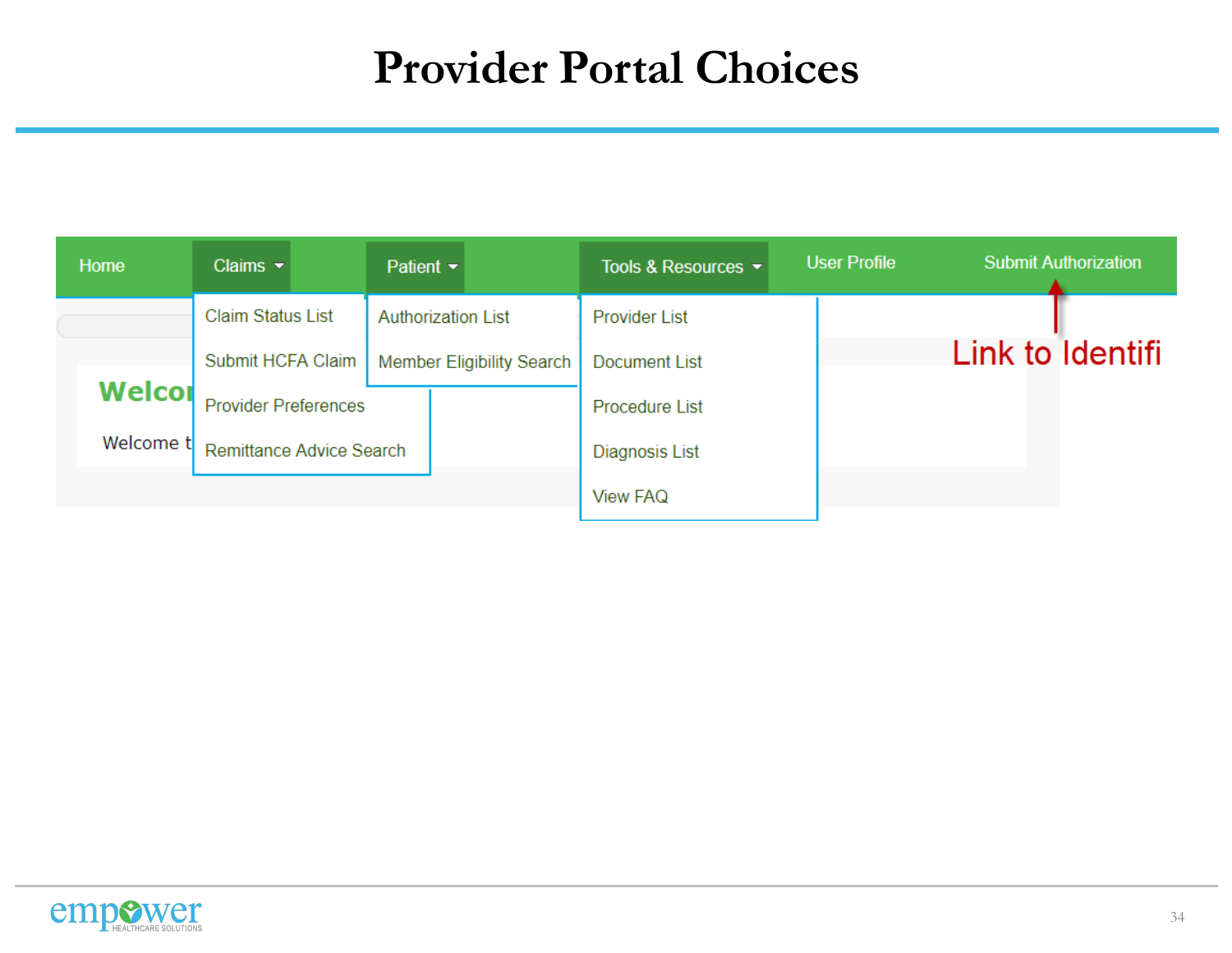# Provider Portal Choices

- Home
- Claims
  - Claim Status List
  - Submit HCFA Claim
  - Provider Preferences
  - Remittance Advice Search
- Patient
  - Authorization List
  - Member Eligibility Search
- Tools & Resources
  - Provider List
  - Document List
  - Procedure List
  - Diagnosis List
  - View FAQ
- User Profile
- Submit Authorization

Link to Identifi

Welco

Welcome t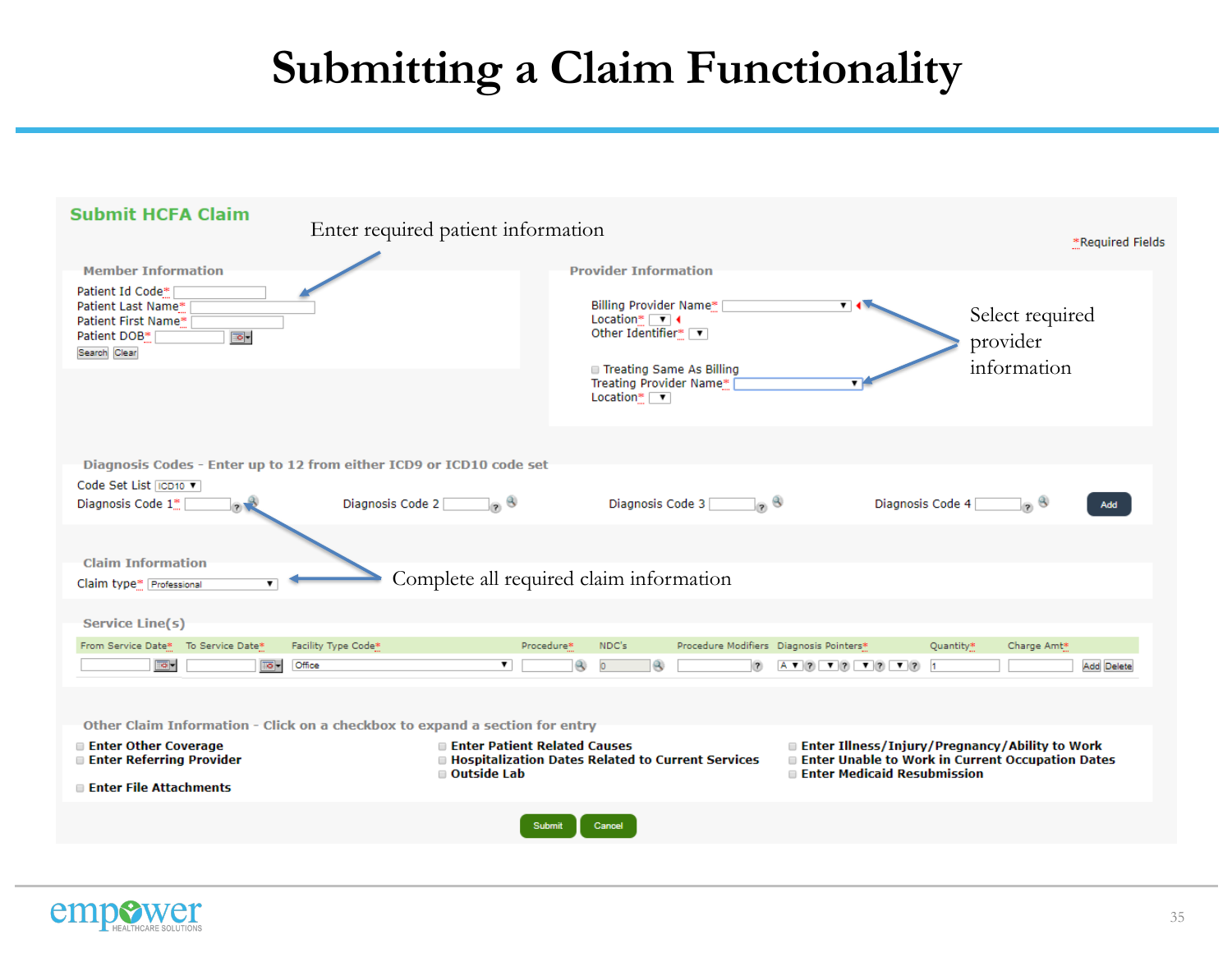# Submitting a Claim Functionality

## Submit HCFA Claim

Enter required patient information

*Required Fields

**Member Information**

Patient Id Code*
Patient Last Name*
Patient First Name*
Patient DOB*
Search Clear

**Provider Information**

Billing Provider Name*
Location*
Other Identifier*

Treating Same As Billing
Treating Provider Name*
Location*

Select required provider information

**Diagnosis Codes - Enter up to 12 from either ICD9 or ICD10 code set**

Code Set List ICD10
Diagnosis Code 1* Diagnosis Code 2 Diagnosis Code 3 Diagnosis Code 4 Add

**Claim Information**

Claim type* Professional

Complete all required claim information

**Service Line(s)**

| From Service Date* | To Service Date* | Facility Type Code* | Procedure* | NDC's | Procedure Modifiers | Diagnosis Pointers* | Quantity* | Charge Amt* |
|---|---|---|---|---|---|---|---|---|
| | | Office | | 0 | | A | 1 | |

Add Delete

**Other Claim Information - Click on a checkbox to expand a section for entry**

- Enter Other Coverage
- Enter Referring Provider
- Enter File Attachments
- Enter Patient Related Causes
- Hospitalization Dates Related to Current Services
- Outside Lab
- Enter Illness/Injury/Pregnancy/Ability to Work
- Enter Unable to Work in Current Occupation Dates
- Enter Medicaid Resubmission

Submit Cancel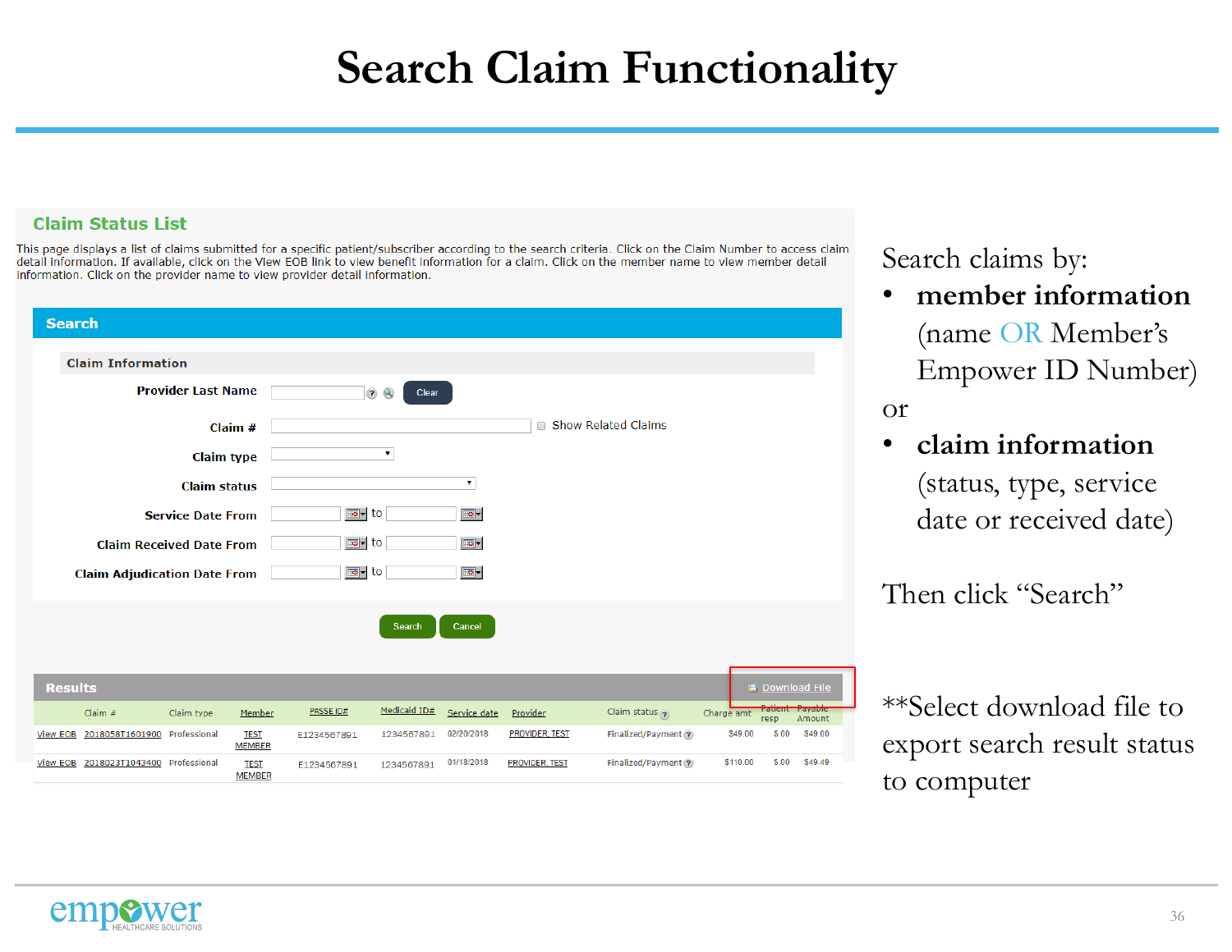# Search Claim Functionality

## Claim Status List

This page displays a list of claims submitted for a specific patient/subscriber according to the search criteria. Click on the Claim Number to access claim detail information. If available, click on the View EOB link to view benefit information for a claim. Click on the member name to view member detail information. Click on the provider name to view provider detail information.

**Search**

**Claim Information**

- **Provider Last Name** [ ] Clear
- **Claim #** [ ] Show Related Claims
- **Claim type** [ ]
- **Claim status** [ ]
- **Service Date From** [ ] to [ ]
- **Claim Received Date From** [ ] to [ ]
- **Claim Adjudication Date From** [ ] to [ ]

Search | Cancel

**Results** — Download File

| | Claim # | Claim type | Member | PASSE ID# | Medicaid ID# | Service date | Provider | Claim status | Charge amt | Patient resp | Payable Amount |
|---|---|---|---|---|---|---|---|---|---|---|---|
| View EOB | 2018058T1601900 | Professional | TEST MEMBER | E1234567891 | 1234567891 | 02/20/2018 | PROVIDER, TEST | Finalized/Payment | $49.00 | $.00 | $49.00 |
| View EOB | 2018023T1043400 | Professional | TEST MEMBER | E1234567891 | 1234567891 | 01/18/2018 | PROVIDER, TEST | Finalized/Payment | $110.00 | $.00 | $49.49 |

Search claims by:

- **member information** (name OR Member's Empower ID Number)

or

- **claim information** (status, type, service date or received date)

Then click "Search"

**Select download file to export search result status to computer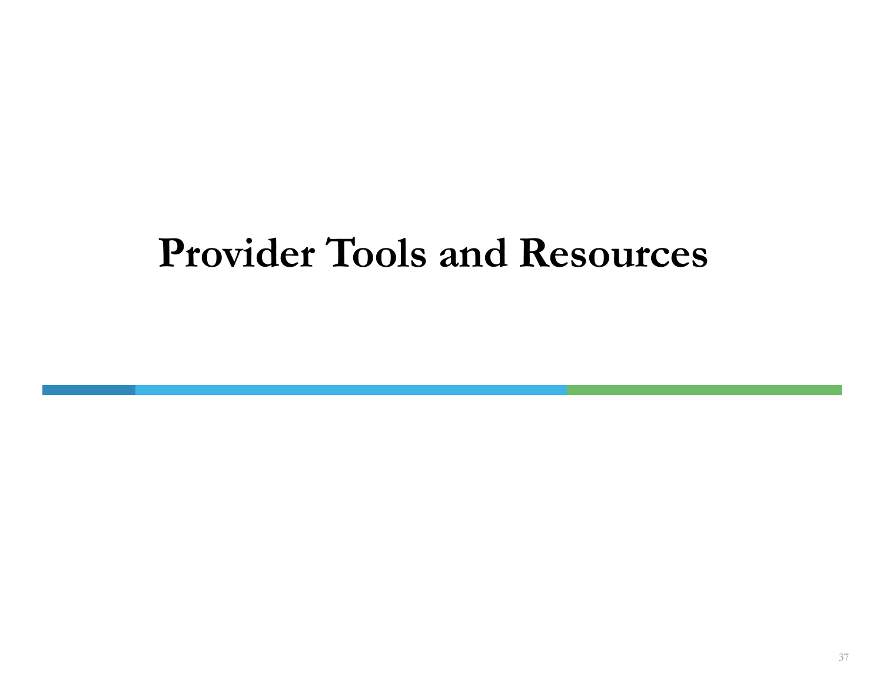# Provider Tools and Resources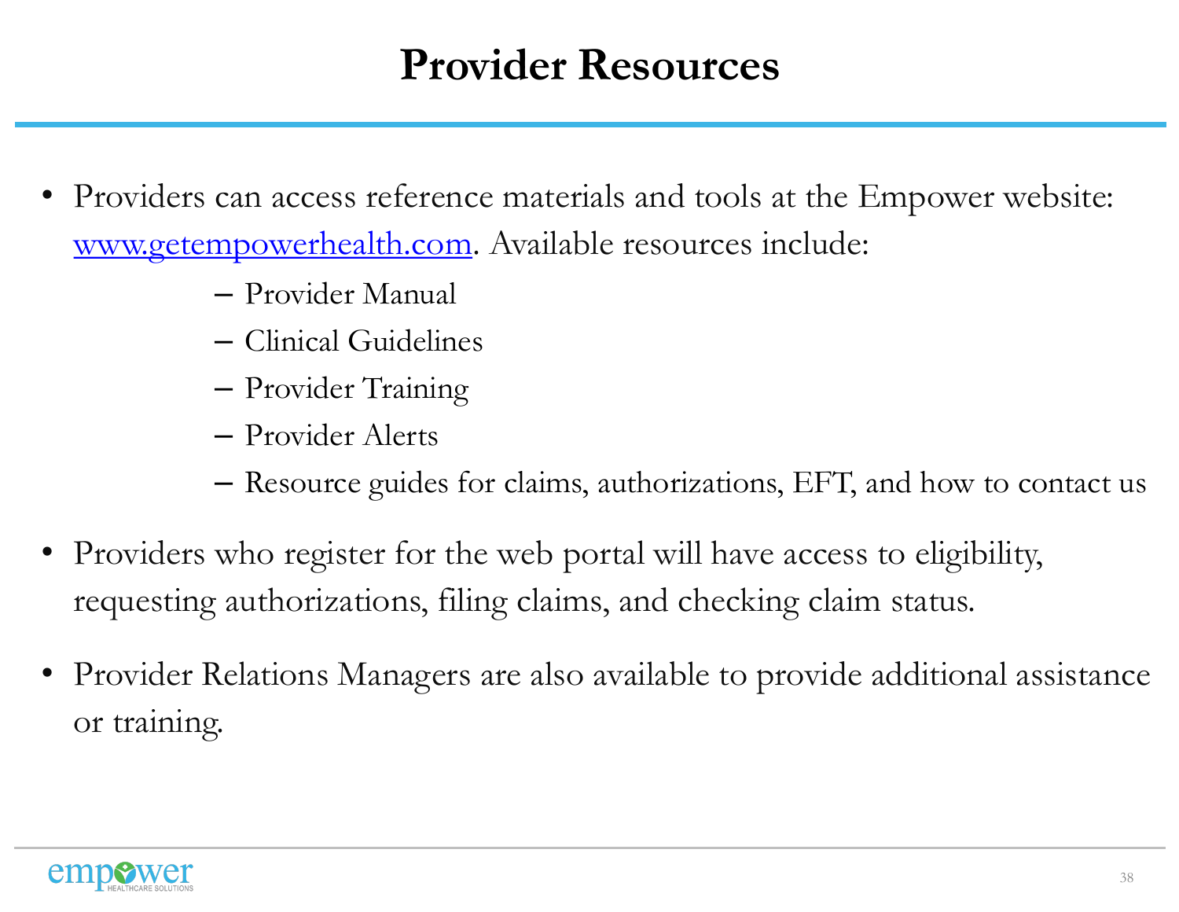# Provider Resources

- Providers can access reference materials and tools at the Empower website: [www.getempowerhealth.com](http://www.getempowerhealth.com). Available resources include:
  - Provider Manual
  - Clinical Guidelines
  - Provider Training
  - Provider Alerts
  - Resource guides for claims, authorizations, EFT, and how to contact us
- Providers who register for the web portal will have access to eligibility, requesting authorizations, filing claims, and checking claim status.
- Provider Relations Managers are also available to provide additional assistance or training.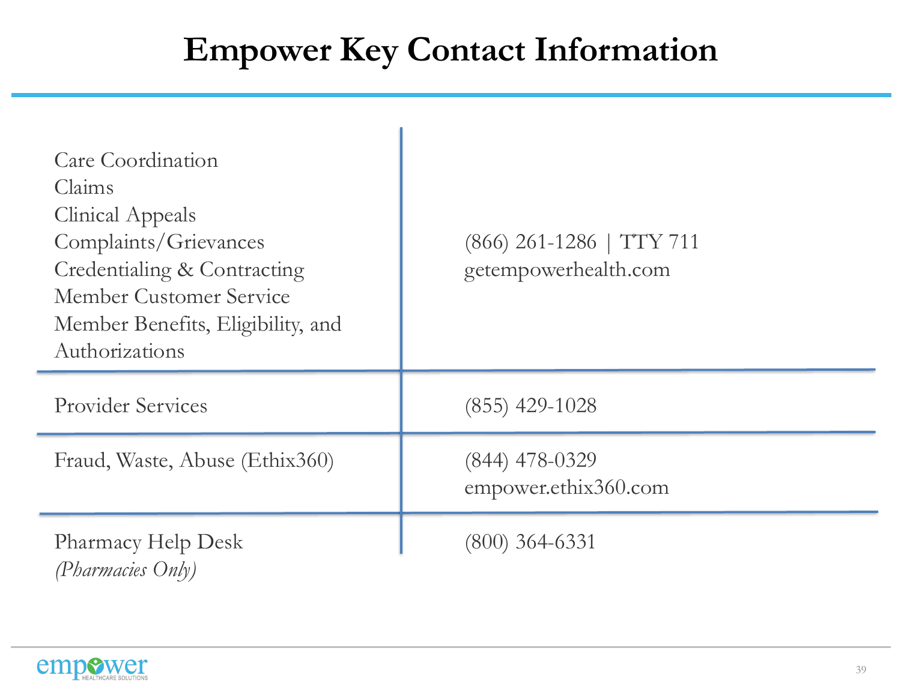# Empower Key Contact Information

| | |
|---|---|
| Care Coordination<br>Claims<br>Clinical Appeals<br>Complaints/Grievances<br>Credentialing & Contracting<br>Member Customer Service<br>Member Benefits, Eligibility, and Authorizations | (866) 261-1286 \| TTY 711<br>getempowerhealth.com |
| Provider Services | (855) 429-1028 |
| Fraud, Waste, Abuse (Ethix360) | (844) 478-0329<br>empower.ethix360.com |
| Pharmacy Help Desk<br>*(Pharmacies Only)* | (800) 364-6331 |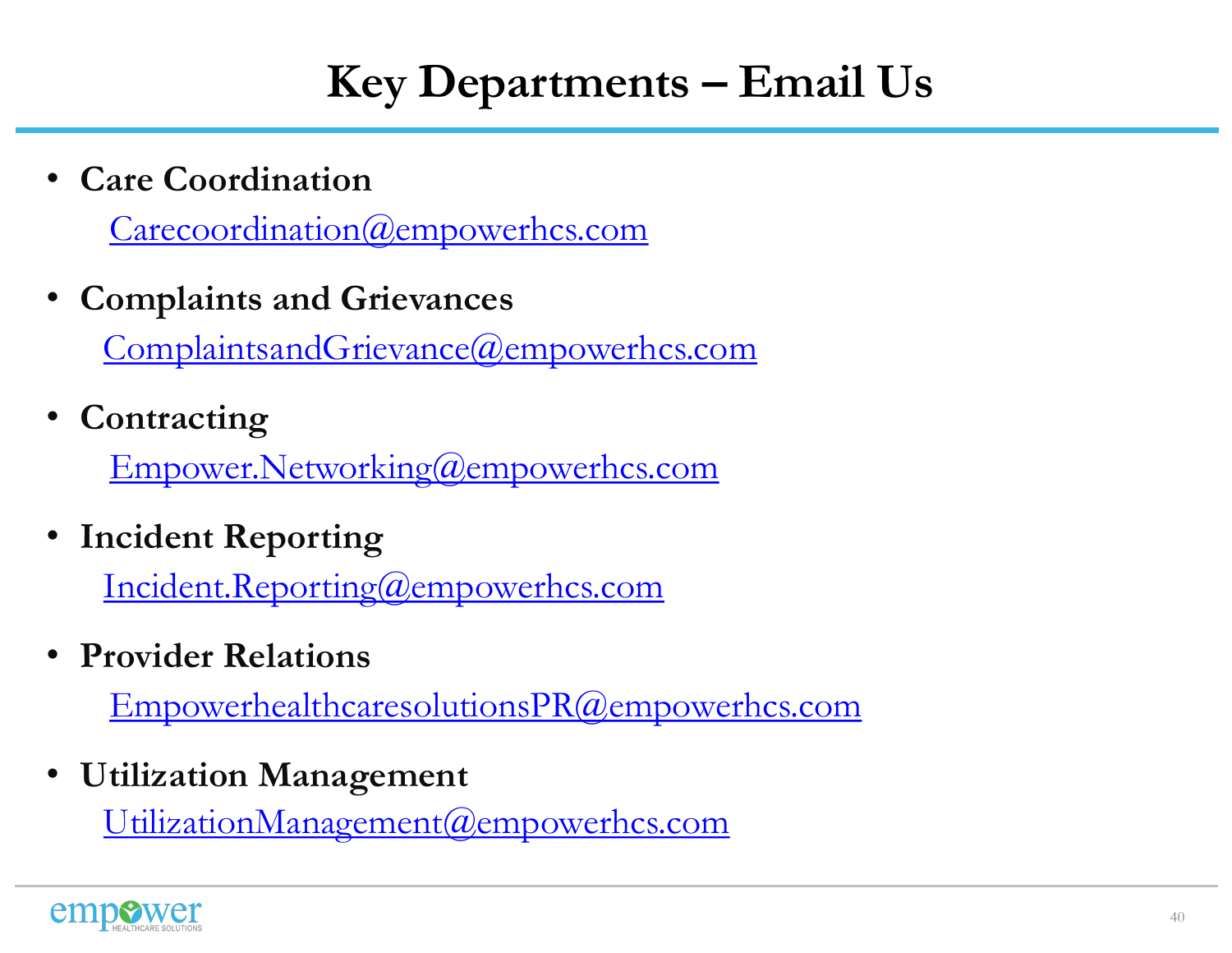# Key Departments – Email Us

- **Care Coordination**
  Carecoordination@empowerhcs.com
- **Complaints and Grievances**
  ComplaintsandGrievance@empowerhcs.com
- **Contracting**
  Empower.Networking@empowerhcs.com
- **Incident Reporting**
  Incident.Reporting@empowerhcs.com
- **Provider Relations**
  EmpowerhealthcaresolutionsPR@empowerhcs.com
- **Utilization Management**
  UtilizationManagement@empowerhcs.com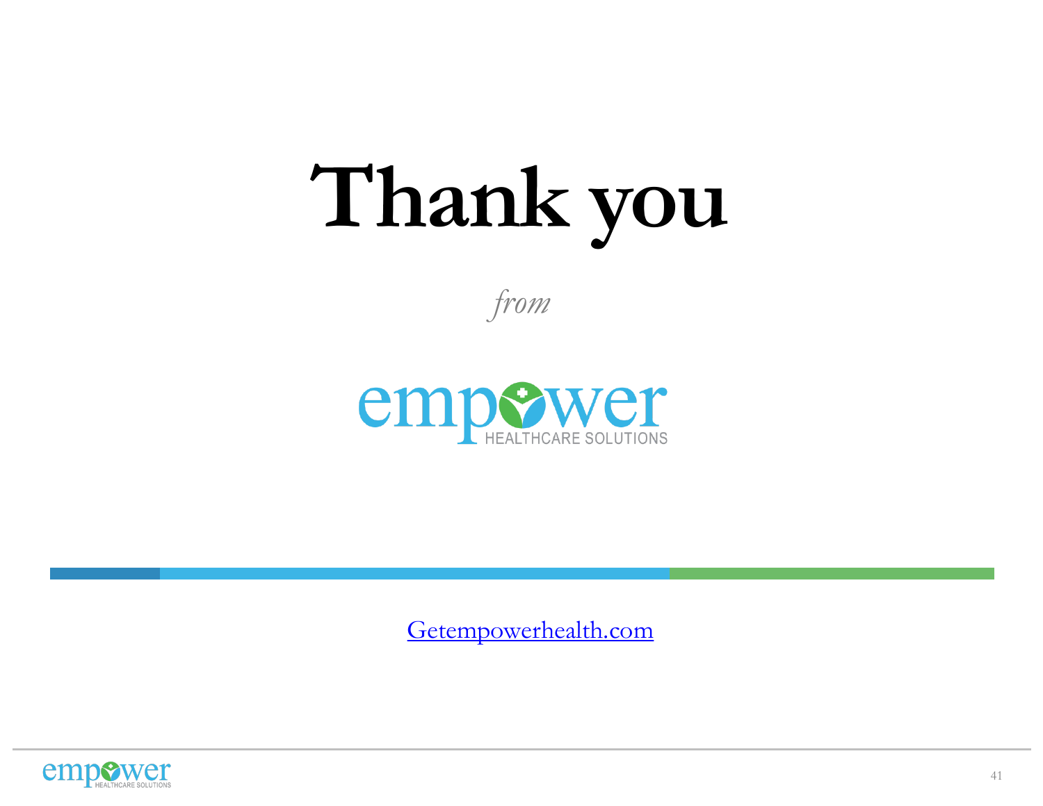# Thank you

*from*

empower HEALTHCARE SOLUTIONS

[Getempowerhealth.com](Getempowerhealth.com)